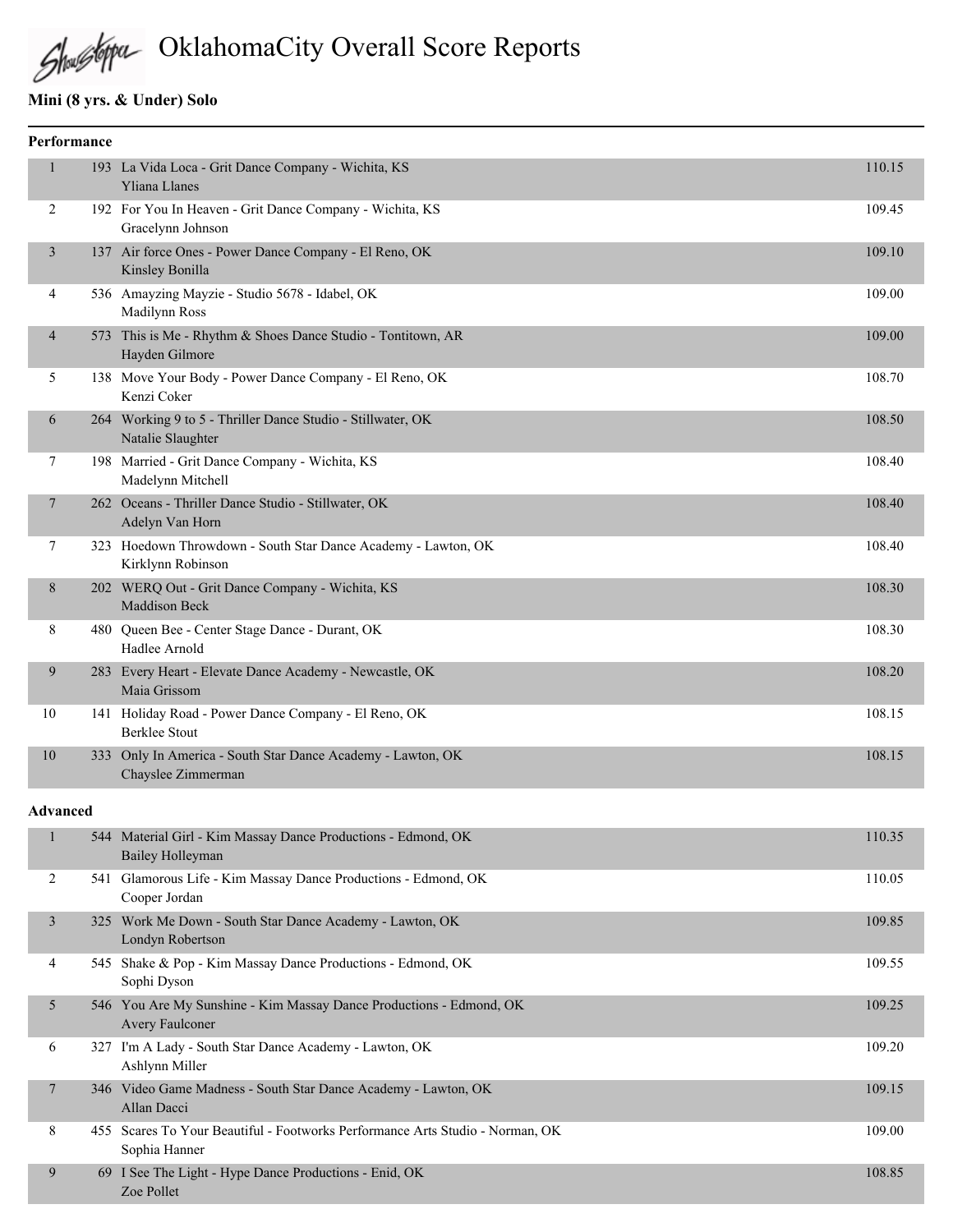# OklahomaCity Overall Score Reports

## Mini (8 yrs. & Under) Solo

### Performance

| Place | # | Routine | Score |
|---|---|---|---|
| 1 | 193 | La Vida Loca - Grit Dance Company - Wichita, KS<br>Yliana Llanes | 110.15 |
| 2 | 192 | For You In Heaven - Grit Dance Company - Wichita, KS<br>Gracelynn Johnson | 109.45 |
| 3 | 137 | Air force Ones - Power Dance Company - El Reno, OK<br>Kinsley Bonilla | 109.10 |
| 4 | 536 | Amayzing Mayzie - Studio 5678 - Idabel, OK<br>Madilynn Ross | 109.00 |
| 4 | 573 | This is Me - Rhythm & Shoes Dance Studio - Tontitown, AR<br>Hayden Gilmore | 109.00 |
| 5 | 138 | Move Your Body - Power Dance Company - El Reno, OK<br>Kenzi Coker | 108.70 |
| 6 | 264 | Working 9 to 5 - Thriller Dance Studio - Stillwater, OK<br>Natalie Slaughter | 108.50 |
| 7 | 198 | Married - Grit Dance Company - Wichita, KS<br>Madelynn Mitchell | 108.40 |
| 7 | 262 | Oceans - Thriller Dance Studio - Stillwater, OK<br>Adelyn Van Horn | 108.40 |
| 7 | 323 | Hoedown Throwdown - South Star Dance Academy - Lawton, OK<br>Kirklynn Robinson | 108.40 |
| 8 | 202 | WERQ Out - Grit Dance Company - Wichita, KS<br>Maddison Beck | 108.30 |
| 8 | 480 | Queen Bee - Center Stage Dance - Durant, OK<br>Hadlee Arnold | 108.30 |
| 9 | 283 | Every Heart - Elevate Dance Academy - Newcastle, OK<br>Maia Grissom | 108.20 |
| 10 | 141 | Holiday Road - Power Dance Company - El Reno, OK<br>Berklee Stout | 108.15 |
| 10 | 333 | Only In America - South Star Dance Academy - Lawton, OK<br>Chayslee Zimmerman | 108.15 |

### Advanced

| Place | # | Routine | Score |
|---|---|---|---|
| 1 | 544 | Material Girl - Kim Massay Dance Productions - Edmond, OK<br>Bailey Holleyman | 110.35 |
| 2 | 541 | Glamorous Life - Kim Massay Dance Productions - Edmond, OK<br>Cooper Jordan | 110.05 |
| 3 | 325 | Work Me Down - South Star Dance Academy - Lawton, OK<br>Londyn Robertson | 109.85 |
| 4 | 545 | Shake & Pop - Kim Massay Dance Productions - Edmond, OK<br>Sophi Dyson | 109.55 |
| 5 | 546 | You Are My Sunshine - Kim Massay Dance Productions - Edmond, OK<br>Avery Faulconer | 109.25 |
| 6 | 327 | I'm A Lady - South Star Dance Academy - Lawton, OK<br>Ashlynn Miller | 109.20 |
| 7 | 346 | Video Game Madness - South Star Dance Academy - Lawton, OK<br>Allan Dacci | 109.15 |
| 8 | 455 | Scares To Your Beautiful - Footworks Performance Arts Studio - Norman, OK<br>Sophia Hanner | 109.00 |
| 9 | 69 | I See The Light - Hype Dance Productions - Enid, OK<br>Zoe Pollet | 108.85 |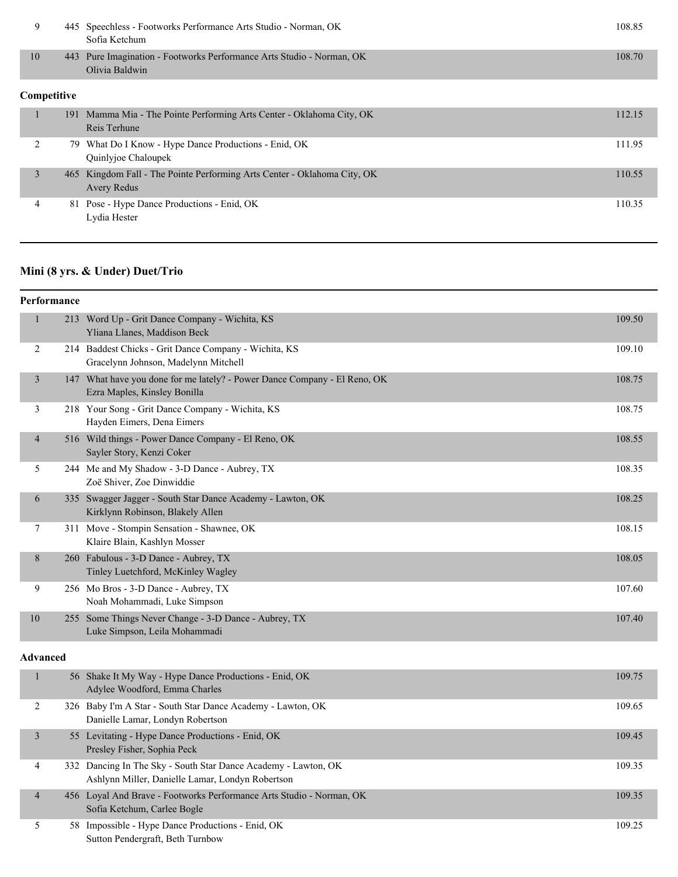| Place | # | Entry | Score |
|---|---|---|---|
| 9 | 445 | Speechless - Footworks Performance Arts Studio - Norman, OK<br>Sofia Ketchum | 108.85 |
| 10 | 443 | Pure Imagination - Footworks Performance Arts Studio - Norman, OK<br>Olivia Baldwin | 108.70 |

**Competitive**

| Place | # | Entry | Score |
|---|---|---|---|
| 1 | 191 | Mamma Mia - The Pointe Performing Arts Center - Oklahoma City, OK<br>Reis Terhune | 112.15 |
| 2 | 79 | What Do I Know - Hype Dance Productions - Enid, OK<br>Quinlyjoe Chaloupek | 111.95 |
| 3 | 465 | Kingdom Fall - The Pointe Performing Arts Center - Oklahoma City, OK<br>Avery Redus | 110.55 |
| 4 | 81 | Pose - Hype Dance Productions - Enid, OK<br>Lydia Hester | 110.35 |

## Mini (8 yrs. & Under) Duet/Trio

**Performance**

| Place | # | Entry | Score |
|---|---|---|---|
| 1 | 213 | Word Up - Grit Dance Company - Wichita, KS<br>Yliana Llanes, Maddison Beck | 109.50 |
| 2 | 214 | Baddest Chicks - Grit Dance Company - Wichita, KS<br>Gracelynn Johnson, Madelynn Mitchell | 109.10 |
| 3 | 147 | What have you done for me lately? - Power Dance Company - El Reno, OK<br>Ezra Maples, Kinsley Bonilla | 108.75 |
| 3 | 218 | Your Song - Grit Dance Company - Wichita, KS<br>Hayden Eimers, Dena Eimers | 108.75 |
| 4 | 516 | Wild things - Power Dance Company - El Reno, OK<br>Sayler Story, Kenzi Coker | 108.55 |
| 5 | 244 | Me and My Shadow - 3-D Dance - Aubrey, TX<br>Zoë Shiver, Zoe Dinwiddie | 108.35 |
| 6 | 335 | Swagger Jagger - South Star Dance Academy - Lawton, OK<br>Kirklynn Robinson, Blakely Allen | 108.25 |
| 7 | 311 | Move - Stompin Sensation - Shawnee, OK<br>Klaire Blain, Kashlyn Mosser | 108.15 |
| 8 | 260 | Fabulous - 3-D Dance - Aubrey, TX<br>Tinley Luetchford, McKinley Wagley | 108.05 |
| 9 | 256 | Mo Bros - 3-D Dance - Aubrey, TX<br>Noah Mohammadi, Luke Simpson | 107.60 |
| 10 | 255 | Some Things Never Change - 3-D Dance - Aubrey, TX<br>Luke Simpson, Leila Mohammadi | 107.40 |

**Advanced**

| Place | # | Entry | Score |
|---|---|---|---|
| 1 | 56 | Shake It My Way - Hype Dance Productions - Enid, OK<br>Adylee Woodford, Emma Charles | 109.75 |
| 2 | 326 | Baby I'm A Star - South Star Dance Academy - Lawton, OK<br>Danielle Lamar, Londyn Robertson | 109.65 |
| 3 | 55 | Levitating - Hype Dance Productions - Enid, OK<br>Presley Fisher, Sophia Peck | 109.45 |
| 4 | 332 | Dancing In The Sky - South Star Dance Academy - Lawton, OK<br>Ashlynn Miller, Danielle Lamar, Londyn Robertson | 109.35 |
| 4 | 456 | Loyal And Brave - Footworks Performance Arts Studio - Norman, OK<br>Sofia Ketchum, Carlee Bogle | 109.35 |
| 5 | 58 | Impossible - Hype Dance Productions - Enid, OK<br>Sutton Pendergraft, Beth Turnbow | 109.25 |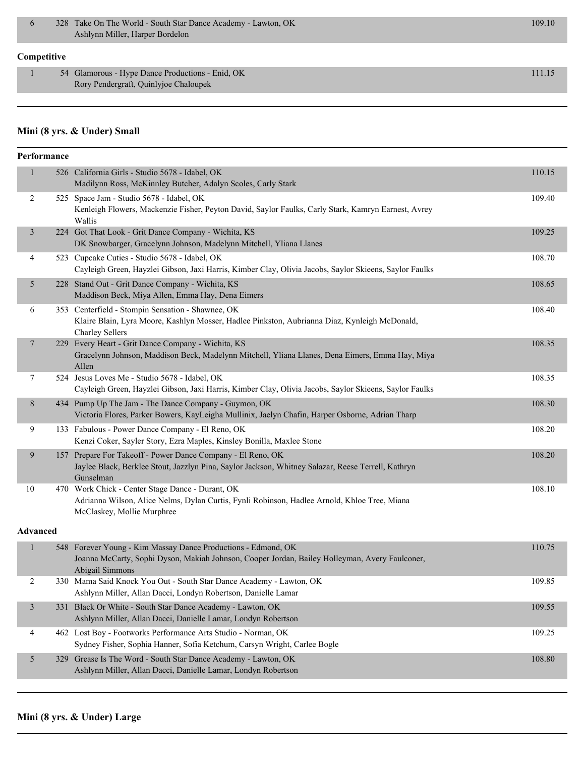| Place | # | Routine / Studio / Dancers | Score |
|---|---|---|---|
| 6 | 328 | Take On The World - South Star Dance Academy - Lawton, OK<br>Ashlynn Miller, Harper Bordelon | 109.10 |

**Competitive**

| Place | # | Routine / Studio / Dancers | Score |
|---|---|---|---|
| 1 | 54 | Glamorous - Hype Dance Productions - Enid, OK<br>Rory Pendergraft, Quinlyjoe Chaloupek | 111.15 |

## Mini (8 yrs. & Under) Small

**Performance**

| Place | # | Routine / Studio / Dancers | Score |
|---|---|---|---|
| 1 | 526 | California Girls - Studio 5678 - Idabel, OK<br>Madilynn Ross, McKinnley Butcher, Adalyn Scoles, Carly Stark | 110.15 |
| 2 | 525 | Space Jam - Studio 5678 - Idabel, OK<br>Kenleigh Flowers, Mackenzie Fisher, Peyton David, Saylor Faulks, Carly Stark, Kamryn Earnest, Avrey Wallis | 109.40 |
| 3 | 224 | Got That Look - Grit Dance Company - Wichita, KS<br>DK Snowbarger, Gracelynn Johnson, Madelynn Mitchell, Yliana Llanes | 109.25 |
| 4 | 523 | Cupcake Cuties - Studio 5678 - Idabel, OK<br>Cayleigh Green, Hayzlei Gibson, Jaxi Harris, Kimber Clay, Olivia Jacobs, Saylor Skieens, Saylor Faulks | 108.70 |
| 5 | 228 | Stand Out - Grit Dance Company - Wichita, KS<br>Maddison Beck, Miya Allen, Emma Hay, Dena Eimers | 108.65 |
| 6 | 353 | Centerfield - Stompin Sensation - Shawnee, OK<br>Klaire Blain, Lyra Moore, Kashlyn Mosser, Hadlee Pinkston, Aubrianna Diaz, Kynleigh McDonald, Charley Sellers | 108.40 |
| 7 | 229 | Every Heart - Grit Dance Company - Wichita, KS<br>Gracelynn Johnson, Maddison Beck, Madelynn Mitchell, Yliana Llanes, Dena Eimers, Emma Hay, Miya Allen | 108.35 |
| 7 | 524 | Jesus Loves Me - Studio 5678 - Idabel, OK<br>Cayleigh Green, Hayzlei Gibson, Jaxi Harris, Kimber Clay, Olivia Jacobs, Saylor Skieens, Saylor Faulks | 108.35 |
| 8 | 434 | Pump Up The Jam - The Dance Company - Guymon, OK<br>Victoria Flores, Parker Bowers, KayLeigha Mullinix, Jaelyn Chafin, Harper Osborne, Adrian Tharp | 108.30 |
| 9 | 133 | Fabulous - Power Dance Company - El Reno, OK<br>Kenzi Coker, Sayler Story, Ezra Maples, Kinsley Bonilla, Maxlee Stone | 108.20 |
| 9 | 157 | Prepare For Takeoff - Power Dance Company - El Reno, OK<br>Jaylee Black, Berklee Stout, Jazzlyn Pina, Saylor Jackson, Whitney Salazar, Reese Terrell, Kathryn Gunselman | 108.20 |
| 10 | 470 | Work Chick - Center Stage Dance - Durant, OK<br>Adrianna Wilson, Alice Nelms, Dylan Curtis, Fynli Robinson, Hadlee Arnold, Khloe Tree, Miana McClaskey, Mollie Murphree | 108.10 |

**Advanced**

| Place | # | Routine / Studio / Dancers | Score |
|---|---|---|---|
| 1 | 548 | Forever Young - Kim Massay Dance Productions - Edmond, OK<br>Joanna McCarty, Sophi Dyson, Makiah Johnson, Cooper Jordan, Bailey Holleyman, Avery Faulconer, Abigail Simmons | 110.75 |
| 2 | 330 | Mama Said Knock You Out - South Star Dance Academy - Lawton, OK<br>Ashlynn Miller, Allan Dacci, Londyn Robertson, Danielle Lamar | 109.85 |
| 3 | 331 | Black Or White - South Star Dance Academy - Lawton, OK<br>Ashlynn Miller, Allan Dacci, Danielle Lamar, Londyn Robertson | 109.55 |
| 4 | 462 | Lost Boy - Footworks Performance Arts Studio - Norman, OK<br>Sydney Fisher, Sophia Hanner, Sofia Ketchum, Carsyn Wright, Carlee Bogle | 109.25 |
| 5 | 329 | Grease Is The Word - South Star Dance Academy - Lawton, OK<br>Ashlynn Miller, Allan Dacci, Danielle Lamar, Londyn Robertson | 108.80 |

## Mini (8 yrs. & Under) Large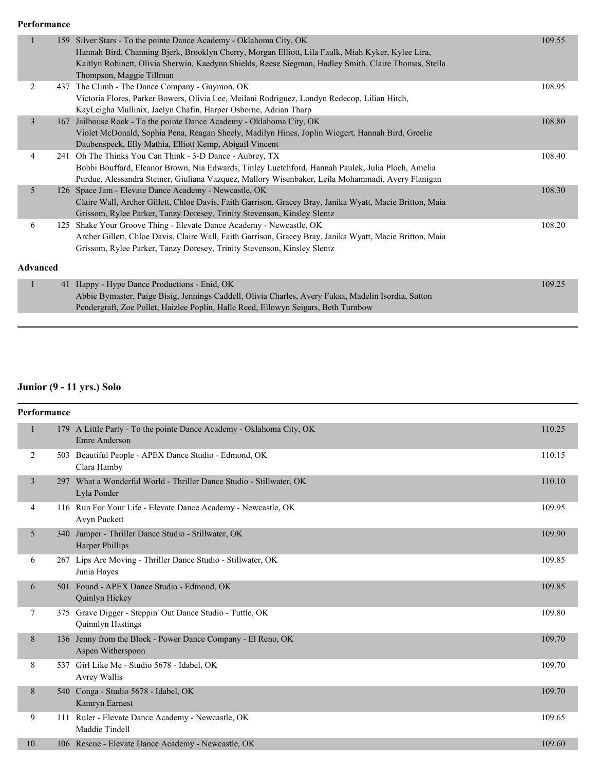**Performance**

| Place | No. | Entry | Score |
|---|---|---|---|
| 1 | 159 | Silver Stars - To the pointe Dance Academy - Oklahoma City, OK<br>Hannah Bird, Channing Bjerk, Brooklyn Cherry, Morgan Elliott, Lila Faulk, Miah Kyker, Kylee Lira, Kaitlyn Robinett, Olivia Sherwin, Kaedynn Shields, Reese Siegman, Hadley Smith, Claire Thomas, Stella Thompson, Maggie Tillman | 109.55 |
| 2 | 437 | The Climb - The Dance Company - Guymon, OK<br>Victoria Flores, Parker Bowers, Olivia Lee, Meilani Rodriguez, Londyn Redecop, Lilian Hitch, KayLeigha Mullinix, Jaelyn Chafin, Harper Osborne, Adrian Tharp | 108.95 |
| 3 | 167 | Jailhouse Rock - To the pointe Dance Academy - Oklahoma City, OK<br>Violet McDonald, Sophia Pena, Reagan Sheely, Madilyn Hines, Joplin Wiegert, Hannah Bird, Greelie Daubenspeck, Elly Mathia, Elliott Kemp, Abigail Vincent | 108.80 |
| 4 | 241 | Oh The Thinks You Can Think - 3-D Dance - Aubrey, TX<br>Bobbi Bouffard, Eleanor Brown, Nia Edwards, Tinley Luetchford, Hannah Paulek, Julia Ploch, Amelia Purdue, Alessandra Steiner, Giuliana Vazquez, Mallory Wisenbaker, Leila Mohammadi, Avery Flanigan | 108.40 |
| 5 | 126 | Space Jam - Elevate Dance Academy - Newcastle, OK<br>Claire Wall, Archer Gillett, Chloe Davis, Faith Garrison, Gracey Bray, Janika Wyatt, Macie Britton, Maia Grissom, Rylee Parker, Tanzy Doresey, Trinity Stevenson, Kinsley Slentz | 108.30 |
| 6 | 125 | Shake Your Groove Thing - Elevate Dance Academy - Newcastle, OK<br>Archer Gillett, Chloe Davis, Claire Wall, Faith Garrison, Gracey Bray, Janika Wyatt, Macie Britton, Maia Grissom, Rylee Parker, Tanzy Doresey, Trinity Stevenson, Kinsley Slentz | 108.20 |

**Advanced**

| Place | No. | Entry | Score |
|---|---|---|---|
| 1 | 41 | Happy - Hype Dance Productions - Enid, OK<br>Abbie Bymaster, Paige Bisig, Jennings Caddell, Olivia Charles, Avery Fuksa, Madelin Isordia, Sutton Pendergraft, Zoe Pollet, Haizlee Poplin, Halle Reed, Ellowyn Seigars, Beth Turnbow | 109.25 |

## Junior (9 - 11 yrs.) Solo

**Performance**

| Place | No. | Entry | Score |
|---|---|---|---|
| 1 | 179 | A Little Party - To the pointe Dance Academy - Oklahoma City, OK<br>Emre Anderson | 110.25 |
| 2 | 503 | Beautiful People - APEX Dance Studio - Edmond, OK<br>Clara Hamby | 110.15 |
| 3 | 297 | What a Wonderful World - Thriller Dance Studio - Stillwater, OK<br>Lyla Ponder | 110.10 |
| 4 | 116 | Run For Your Life - Elevate Dance Academy - Newcastle, OK<br>Avyn Puckett | 109.95 |
| 5 | 340 | Jumper - Thriller Dance Studio - Stillwater, OK<br>Harper Phillips | 109.90 |
| 6 | 267 | Lips Are Moving - Thriller Dance Studio - Stillwater, OK<br>Junia Hayes | 109.85 |
| 6 | 501 | Found - APEX Dance Studio - Edmond, OK<br>Quinlyn Hickey | 109.85 |
| 7 | 375 | Grave Digger - Steppin' Out Dance Studio - Tuttle, OK<br>Quinnlyn Hastings | 109.80 |
| 8 | 136 | Jenny from the Block - Power Dance Company - El Reno, OK<br>Aspen Witherspoon | 109.70 |
| 8 | 537 | Girl Like Me - Studio 5678 - Idabel, OK<br>Avrey Wallis | 109.70 |
| 8 | 540 | Conga - Studio 5678 - Idabel, OK<br>Kamryn Earnest | 109.70 |
| 9 | 111 | Ruler - Elevate Dance Academy - Newcastle, OK<br>Maddie Tindell | 109.65 |
| 10 | 106 | Rescue - Elevate Dance Academy - Newcastle, OK | 109.60 |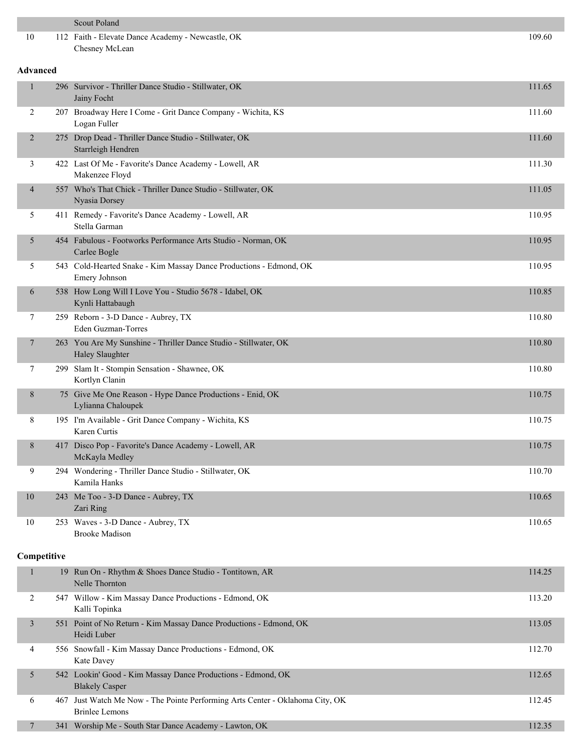| | | | |
|---|---|---|---|
| | | Scout Poland | |
| 10 | 112 | Faith - Elevate Dance Academy - Newcastle, OK<br>Chesney McLean | 109.60 |

**Advanced**

| | | | |
|---|---|---|---|
| 1 | 296 | Survivor - Thriller Dance Studio - Stillwater, OK<br>Jainy Focht | 111.65 |
| 2 | 207 | Broadway Here I Come - Grit Dance Company - Wichita, KS<br>Logan Fuller | 111.60 |
| 2 | 275 | Drop Dead - Thriller Dance Studio - Stillwater, OK<br>Starrleigh Hendren | 111.60 |
| 3 | 422 | Last Of Me - Favorite's Dance Academy - Lowell, AR<br>Makenzee Floyd | 111.30 |
| 4 | 557 | Who's That Chick - Thriller Dance Studio - Stillwater, OK<br>Nyasia Dorsey | 111.05 |
| 5 | 411 | Remedy - Favorite's Dance Academy - Lowell, AR<br>Stella Garman | 110.95 |
| 5 | 454 | Fabulous - Footworks Performance Arts Studio - Norman, OK<br>Carlee Bogle | 110.95 |
| 5 | 543 | Cold-Hearted Snake - Kim Massay Dance Productions - Edmond, OK<br>Emery Johnson | 110.95 |
| 6 | 538 | How Long Will I Love You - Studio 5678 - Idabel, OK<br>Kynli Hattabaugh | 110.85 |
| 7 | 259 | Reborn - 3-D Dance - Aubrey, TX<br>Eden Guzman-Torres | 110.80 |
| 7 | 263 | You Are My Sunshine - Thriller Dance Studio - Stillwater, OK<br>Haley Slaughter | 110.80 |
| 7 | 299 | Slam It - Stompin Sensation - Shawnee, OK<br>Kortlyn Clanin | 110.80 |
| 8 | 75 | Give Me One Reason - Hype Dance Productions - Enid, OK<br>Lylianna Chaloupek | 110.75 |
| 8 | 195 | I'm Available - Grit Dance Company - Wichita, KS<br>Karen Curtis | 110.75 |
| 8 | 417 | Disco Pop - Favorite's Dance Academy - Lowell, AR<br>McKayla Medley | 110.75 |
| 9 | 294 | Wondering - Thriller Dance Studio - Stillwater, OK<br>Kamila Hanks | 110.70 |
| 10 | 243 | Me Too - 3-D Dance - Aubrey, TX<br>Zari Ring | 110.65 |
| 10 | 253 | Waves - 3-D Dance - Aubrey, TX<br>Brooke Madison | 110.65 |

**Competitive**

| | | | |
|---|---|---|---|
| 1 | 19 | Run On - Rhythm & Shoes Dance Studio - Tontitown, AR<br>Nelle Thornton | 114.25 |
| 2 | 547 | Willow - Kim Massay Dance Productions - Edmond, OK<br>Kalli Topinka | 113.20 |
| 3 | 551 | Point of No Return - Kim Massay Dance Productions - Edmond, OK<br>Heidi Luber | 113.05 |
| 4 | 556 | Snowfall - Kim Massay Dance Productions - Edmond, OK<br>Kate Davey | 112.70 |
| 5 | 542 | Lookin' Good - Kim Massay Dance Productions - Edmond, OK<br>Blakely Casper | 112.65 |
| 6 | 467 | Just Watch Me Now - The Pointe Performing Arts Center - Oklahoma City, OK<br>Brinlee Lemons | 112.45 |
| 7 | 341 | Worship Me - South Star Dance Academy - Lawton, OK | 112.35 |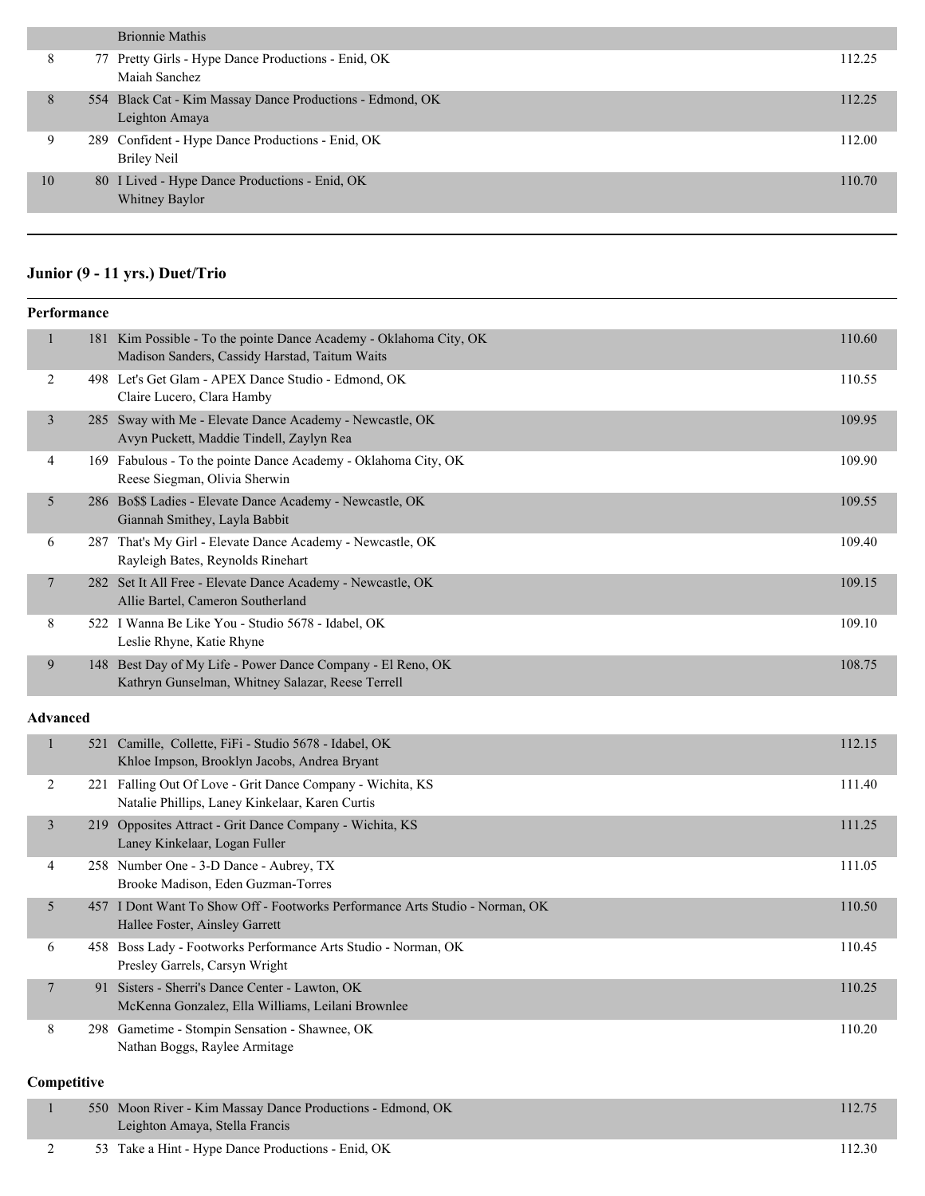| | | | |
|---|---|---|---|
| | | Brionnie Mathis | |
| 8 | 77 | Pretty Girls - Hype Dance Productions - Enid, OK<br>Maiah Sanchez | 112.25 |
| 8 | 554 | Black Cat - Kim Massay Dance Productions - Edmond, OK<br>Leighton Amaya | 112.25 |
| 9 | 289 | Confident - Hype Dance Productions - Enid, OK<br>Briley Neil | 112.00 |
| 10 | 80 | I Lived - Hype Dance Productions - Enid, OK<br>Whitney Baylor | 110.70 |

## Junior (9 - 11 yrs.) Duet/Trio

### Performance

| | | | |
|---|---|---|---|
| 1 | 181 | Kim Possible - To the pointe Dance Academy - Oklahoma City, OK<br>Madison Sanders, Cassidy Harstad, Taitum Waits | 110.60 |
| 2 | 498 | Let's Get Glam - APEX Dance Studio - Edmond, OK<br>Claire Lucero, Clara Hamby | 110.55 |
| 3 | 285 | Sway with Me - Elevate Dance Academy - Newcastle, OK<br>Avyn Puckett, Maddie Tindell, Zaylyn Rea | 109.95 |
| 4 | 169 | Fabulous - To the pointe Dance Academy - Oklahoma City, OK<br>Reese Siegman, Olivia Sherwin | 109.90 |
| 5 | 286 | Bo$$ Ladies - Elevate Dance Academy - Newcastle, OK<br>Giannah Smithey, Layla Babbit | 109.55 |
| 6 | 287 | That's My Girl - Elevate Dance Academy - Newcastle, OK<br>Rayleigh Bates, Reynolds Rinehart | 109.40 |
| 7 | 282 | Set It All Free - Elevate Dance Academy - Newcastle, OK<br>Allie Bartel, Cameron Southerland | 109.15 |
| 8 | 522 | I Wanna Be Like You - Studio 5678 - Idabel, OK<br>Leslie Rhyne, Katie Rhyne | 109.10 |
| 9 | 148 | Best Day of My Life - Power Dance Company - El Reno, OK<br>Kathryn Gunselman, Whitney Salazar, Reese Terrell | 108.75 |

### Advanced

| | | | |
|---|---|---|---|
| 1 | 521 | Camille, Collette, FiFi - Studio 5678 - Idabel, OK<br>Khloe Impson, Brooklyn Jacobs, Andrea Bryant | 112.15 |
| 2 | 221 | Falling Out Of Love - Grit Dance Company - Wichita, KS<br>Natalie Phillips, Laney Kinkelaar, Karen Curtis | 111.40 |
| 3 | 219 | Opposites Attract - Grit Dance Company - Wichita, KS<br>Laney Kinkelaar, Logan Fuller | 111.25 |
| 4 | 258 | Number One - 3-D Dance - Aubrey, TX<br>Brooke Madison, Eden Guzman-Torres | 111.05 |
| 5 | 457 | I Dont Want To Show Off - Footworks Performance Arts Studio - Norman, OK<br>Hallee Foster, Ainsley Garrett | 110.50 |
| 6 | 458 | Boss Lady - Footworks Performance Arts Studio - Norman, OK<br>Presley Garrels, Carsyn Wright | 110.45 |
| 7 | 91 | Sisters - Sherri's Dance Center - Lawton, OK<br>McKenna Gonzalez, Ella Williams, Leilani Brownlee | 110.25 |
| 8 | 298 | Gametime - Stompin Sensation - Shawnee, OK<br>Nathan Boggs, Raylee Armitage | 110.20 |

### Competitive

| | | | |
|---|---|---|---|
| 1 | 550 | Moon River - Kim Massay Dance Productions - Edmond, OK<br>Leighton Amaya, Stella Francis | 112.75 |
| 2 | 53 | Take a Hint - Hype Dance Productions - Enid, OK | 112.30 |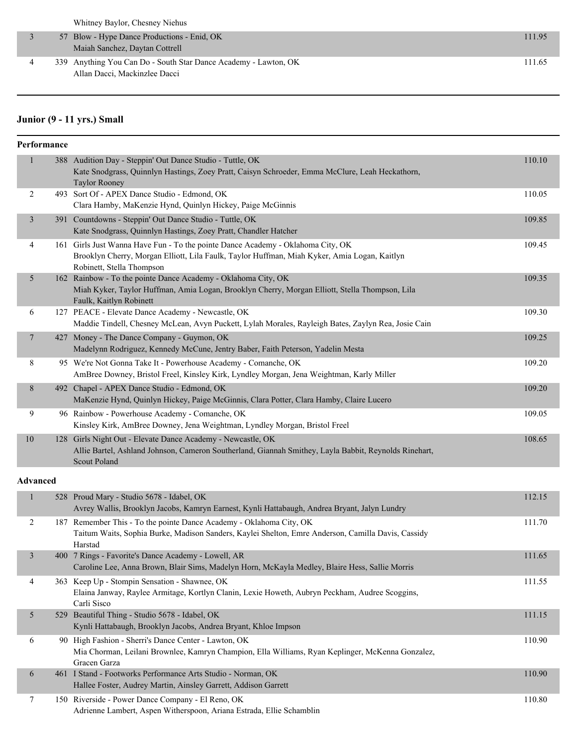| | | | |
|---|---|---|---|
| | | Whitney Baylor, Chesney Niehus | |
| 3 | 57 | Blow - Hype Dance Productions - Enid, OK<br>Maiah Sanchez, Daytan Cottrell | 111.95 |
| 4 | 339 | Anything You Can Do - South Star Dance Academy - Lawton, OK<br>Allan Dacci, Mackinzlee Dacci | 111.65 |

## Junior (9 - 11 yrs.) Small

### Performance

| Place | No. | Entry | Score |
|---|---|---|---|
| 1 | 388 | Audition Day - Steppin' Out Dance Studio - Tuttle, OK<br>Kate Snodgrass, Quinnlyn Hastings, Zoey Pratt, Caisyn Schroeder, Emma McClure, Leah Heckathorn, Taylor Rooney | 110.10 |
| 2 | 493 | Sort Of - APEX Dance Studio - Edmond, OK<br>Clara Hamby, MaKenzie Hynd, Quinlyn Hickey, Paige McGinnis | 110.05 |
| 3 | 391 | Countdowns - Steppin' Out Dance Studio - Tuttle, OK<br>Kate Snodgrass, Quinnlyn Hastings, Zoey Pratt, Chandler Hatcher | 109.85 |
| 4 | 161 | Girls Just Wanna Have Fun - To the pointe Dance Academy - Oklahoma City, OK<br>Brooklyn Cherry, Morgan Elliott, Lila Faulk, Taylor Huffman, Miah Kyker, Amia Logan, Kaitlyn Robinett, Stella Thompson | 109.45 |
| 5 | 162 | Rainbow - To the pointe Dance Academy - Oklahoma City, OK<br>Miah Kyker, Taylor Huffman, Amia Logan, Brooklyn Cherry, Morgan Elliott, Stella Thompson, Lila Faulk, Kaitlyn Robinett | 109.35 |
| 6 | 127 | PEACE - Elevate Dance Academy - Newcastle, OK<br>Maddie Tindell, Chesney McLean, Avyn Puckett, Lylah Morales, Rayleigh Bates, Zaylyn Rea, Josie Cain | 109.30 |
| 7 | 427 | Money - The Dance Company - Guymon, OK<br>Madelynn Rodriguez, Kennedy McCune, Jentry Baber, Faith Peterson, Yadelin Mesta | 109.25 |
| 8 | 95 | We're Not Gonna Take It - Powerhouse Academy - Comanche, OK<br>AmBree Downey, Bristol Freel, Kinsley Kirk, Lyndley Morgan, Jena Weightman, Karly Miller | 109.20 |
| 8 | 492 | Chapel - APEX Dance Studio - Edmond, OK<br>MaKenzie Hynd, Quinlyn Hickey, Paige McGinnis, Clara Potter, Clara Hamby, Claire Lucero | 109.20 |
| 9 | 96 | Rainbow - Powerhouse Academy - Comanche, OK<br>Kinsley Kirk, AmBree Downey, Jena Weightman, Lyndley Morgan, Bristol Freel | 109.05 |
| 10 | 128 | Girls Night Out - Elevate Dance Academy - Newcastle, OK<br>Allie Bartel, Ashland Johnson, Cameron Southerland, Giannah Smithey, Layla Babbit, Reynolds Rinehart, Scout Poland | 108.65 |

### Advanced

| Place | No. | Entry | Score |
|---|---|---|---|
| 1 | 528 | Proud Mary - Studio 5678 - Idabel, OK<br>Avrey Wallis, Brooklyn Jacobs, Kamryn Earnest, Kynli Hattabaugh, Andrea Bryant, Jalyn Lundry | 112.15 |
| 2 | 187 | Remember This - To the pointe Dance Academy - Oklahoma City, OK<br>Taitum Waits, Sophia Burke, Madison Sanders, Kaylei Shelton, Emre Anderson, Camilla Davis, Cassidy Harstad | 111.70 |
| 3 | 400 | 7 Rings - Favorite's Dance Academy - Lowell, AR<br>Caroline Lee, Anna Brown, Blair Sims, Madelyn Horn, McKayla Medley, Blaire Hess, Sallie Morris | 111.65 |
| 4 | 363 | Keep Up - Stompin Sensation - Shawnee, OK<br>Elaina Janway, Raylee Armitage, Kortlyn Clanin, Lexie Howeth, Aubryn Peckham, Audree Scoggins, Carli Sisco | 111.55 |
| 5 | 529 | Beautiful Thing - Studio 5678 - Idabel, OK<br>Kynli Hattabaugh, Brooklyn Jacobs, Andrea Bryant, Khloe Impson | 111.15 |
| 6 | 90 | High Fashion - Sherri's Dance Center - Lawton, OK<br>Mia Chorman, Leilani Brownlee, Kamryn Champion, Ella Williams, Ryan Keplinger, McKenna Gonzalez, Gracen Garza | 110.90 |
| 6 | 461 | I Stand - Footworks Performance Arts Studio - Norman, OK<br>Hallee Foster, Audrey Martin, Ainsley Garrett, Addison Garrett | 110.90 |
| 7 | 150 | Riverside - Power Dance Company - El Reno, OK<br>Adrienne Lambert, Aspen Witherspoon, Ariana Estrada, Ellie Schamblin | 110.80 |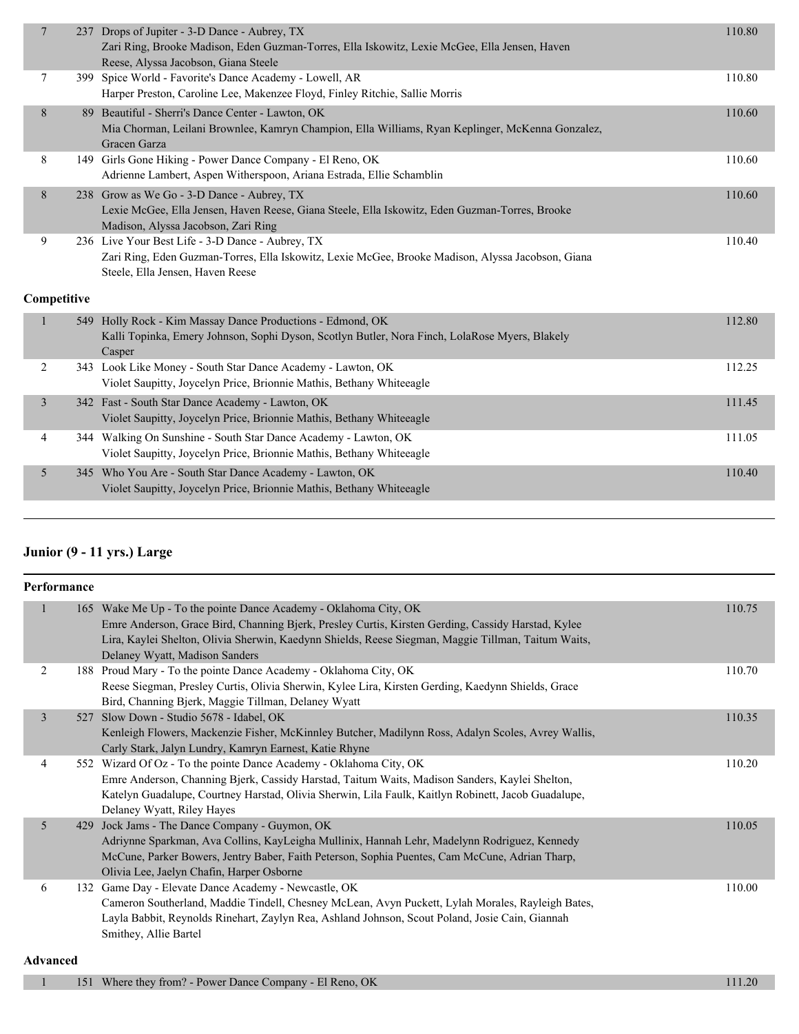| Place | No. | Entry | Score |
|---|---|---|---|
| 7 | 237 | Drops of Jupiter - 3-D Dance - Aubrey, TX<br>Zari Ring, Brooke Madison, Eden Guzman-Torres, Ella Iskowitz, Lexie McGee, Ella Jensen, Haven Reese, Alyssa Jacobson, Giana Steele | 110.80 |
| 7 | 399 | Spice World - Favorite's Dance Academy - Lowell, AR<br>Harper Preston, Caroline Lee, Makenzee Floyd, Finley Ritchie, Sallie Morris | 110.80 |
| 8 | 89 | Beautiful - Sherri's Dance Center - Lawton, OK<br>Mia Chorman, Leilani Brownlee, Kamryn Champion, Ella Williams, Ryan Keplinger, McKenna Gonzalez, Gracen Garza | 110.60 |
| 8 | 149 | Girls Gone Hiking - Power Dance Company - El Reno, OK<br>Adrienne Lambert, Aspen Witherspoon, Ariana Estrada, Ellie Schamblin | 110.60 |
| 8 | 238 | Grow as We Go - 3-D Dance - Aubrey, TX<br>Lexie McGee, Ella Jensen, Haven Reese, Giana Steele, Ella Iskowitz, Eden Guzman-Torres, Brooke Madison, Alyssa Jacobson, Zari Ring | 110.60 |
| 9 | 236 | Live Your Best Life - 3-D Dance - Aubrey, TX<br>Zari Ring, Eden Guzman-Torres, Ella Iskowitz, Lexie McGee, Brooke Madison, Alyssa Jacobson, Giana Steele, Ella Jensen, Haven Reese | 110.40 |

**Competitive**

| Place | No. | Entry | Score |
|---|---|---|---|
| 1 | 549 | Holly Rock - Kim Massay Dance Productions - Edmond, OK<br>Kalli Topinka, Emery Johnson, Sophi Dyson, Scotlyn Butler, Nora Finch, LolaRose Myers, Blakely Casper | 112.80 |
| 2 | 343 | Look Like Money - South Star Dance Academy - Lawton, OK<br>Violet Saupitty, Joycelyn Price, Brionnie Mathis, Bethany Whiteeagle | 112.25 |
| 3 | 342 | Fast - South Star Dance Academy - Lawton, OK<br>Violet Saupitty, Joycelyn Price, Brionnie Mathis, Bethany Whiteeagle | 111.45 |
| 4 | 344 | Walking On Sunshine - South Star Dance Academy - Lawton, OK<br>Violet Saupitty, Joycelyn Price, Brionnie Mathis, Bethany Whiteeagle | 111.05 |
| 5 | 345 | Who You Are - South Star Dance Academy - Lawton, OK<br>Violet Saupitty, Joycelyn Price, Brionnie Mathis, Bethany Whiteeagle | 110.40 |

## Junior (9 - 11 yrs.) Large

**Performance**

| Place | No. | Entry | Score |
|---|---|---|---|
| 1 | 165 | Wake Me Up - To the pointe Dance Academy - Oklahoma City, OK<br>Emre Anderson, Grace Bird, Channing Bjerk, Presley Curtis, Kirsten Gerding, Cassidy Harstad, Kylee Lira, Kaylei Shelton, Olivia Sherwin, Kaedynn Shields, Reese Siegman, Maggie Tillman, Taitum Waits, Delaney Wyatt, Madison Sanders | 110.75 |
| 2 | 188 | Proud Mary - To the pointe Dance Academy - Oklahoma City, OK<br>Reese Siegman, Presley Curtis, Olivia Sherwin, Kylee Lira, Kirsten Gerding, Kaedynn Shields, Grace Bird, Channing Bjerk, Maggie Tillman, Delaney Wyatt | 110.70 |
| 3 | 527 | Slow Down - Studio 5678 - Idabel, OK<br>Kenleigh Flowers, Mackenzie Fisher, McKinnley Butcher, Madilynn Ross, Adalyn Scoles, Avrey Wallis, Carly Stark, Jalyn Lundry, Kamryn Earnest, Katie Rhyne | 110.35 |
| 4 | 552 | Wizard Of Oz - To the pointe Dance Academy - Oklahoma City, OK<br>Emre Anderson, Channing Bjerk, Cassidy Harstad, Taitum Waits, Madison Sanders, Kaylei Shelton, Katelyn Guadalupe, Courtney Harstad, Olivia Sherwin, Lila Faulk, Kaitlyn Robinett, Jacob Guadalupe, Delaney Wyatt, Riley Hayes | 110.20 |
| 5 | 429 | Jock Jams - The Dance Company - Guymon, OK<br>Adriynne Sparkman, Ava Collins, KayLeigha Mullinix, Hannah Lehr, Madelynn Rodriguez, Kennedy McCune, Parker Bowers, Jentry Baber, Faith Peterson, Sophia Puentes, Cam McCune, Adrian Tharp, Olivia Lee, Jaelyn Chafin, Harper Osborne | 110.05 |
| 6 | 132 | Game Day - Elevate Dance Academy - Newcastle, OK<br>Cameron Southerland, Maddie Tindell, Chesney McLean, Avyn Puckett, Lylah Morales, Rayleigh Bates, Layla Babbit, Reynolds Rinehart, Zaylyn Rea, Ashland Johnson, Scout Poland, Josie Cain, Giannah Smithey, Allie Bartel | 110.00 |

**Advanced**

| Place | No. | Entry | Score |
|---|---|---|---|
| 1 | 151 | Where they from? - Power Dance Company - El Reno, OK | 111.20 |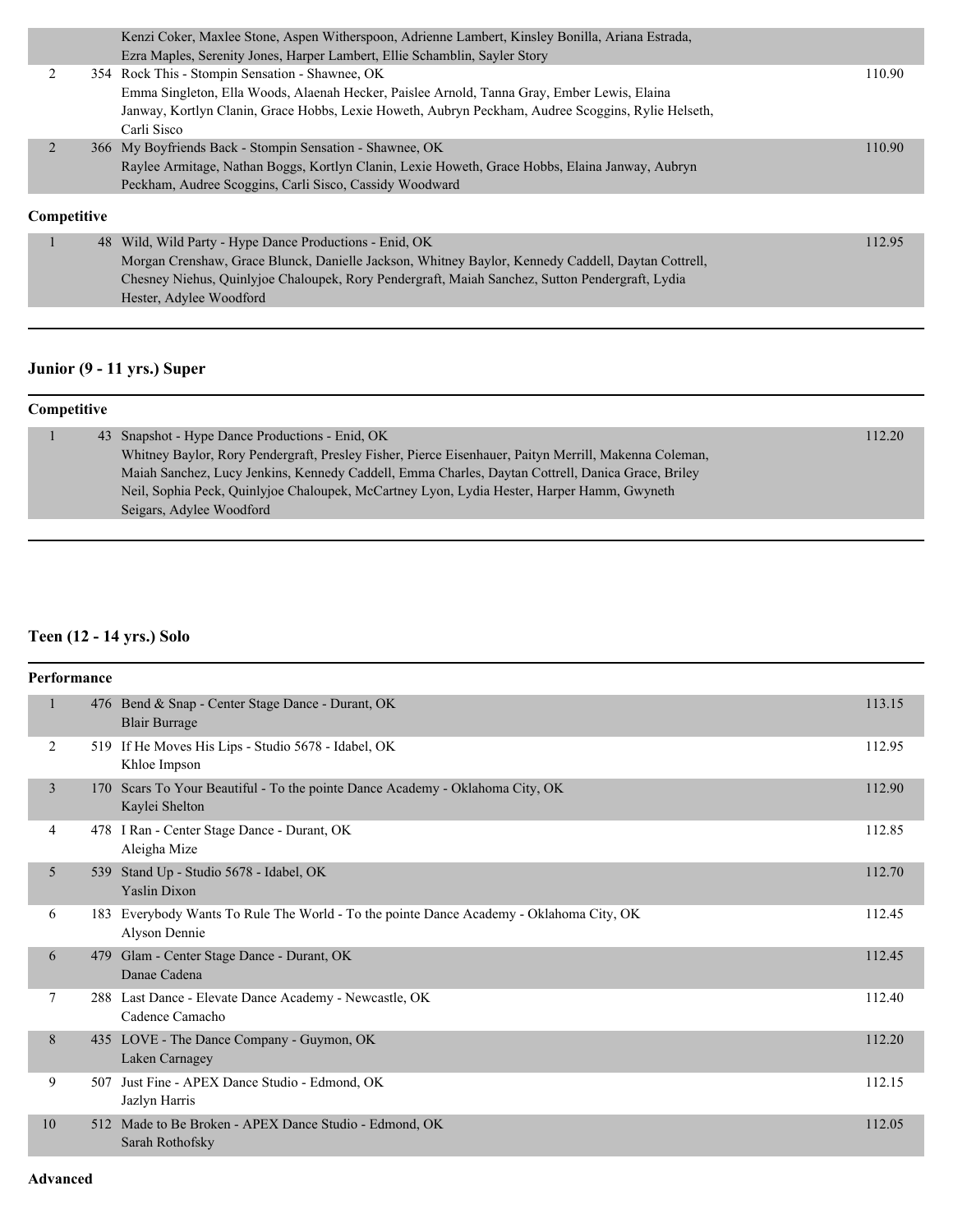| | | | |
|---|---|---|---|
| | | Kenzi Coker, Maxlee Stone, Aspen Witherspoon, Adrienne Lambert, Kinsley Bonilla, Ariana Estrada, Ezra Maples, Serenity Jones, Harper Lambert, Ellie Schamblin, Sayler Story | |
| 2 | 354 | Rock This - Stompin Sensation - Shawnee, OK<br>Emma Singleton, Ella Woods, Alaenah Hecker, Paislee Arnold, Tanna Gray, Ember Lewis, Elaina Janway, Kortlyn Clanin, Grace Hobbs, Lexie Howeth, Aubryn Peckham, Audree Scoggins, Rylie Helseth, Carli Sisco | 110.90 |
| 2 | 366 | My Boyfriends Back - Stompin Sensation - Shawnee, OK<br>Raylee Armitage, Nathan Boggs, Kortlyn Clanin, Lexie Howeth, Grace Hobbs, Elaina Janway, Aubryn Peckham, Audree Scoggins, Carli Sisco, Cassidy Woodward | 110.90 |

**Competitive**

| | | | |
|---|---|---|---|
| 1 | 48 | Wild, Wild Party - Hype Dance Productions - Enid, OK<br>Morgan Crenshaw, Grace Blunck, Danielle Jackson, Whitney Baylor, Kennedy Caddell, Daytan Cottrell, Chesney Niehus, Quinlyjoe Chaloupek, Rory Pendergraft, Maiah Sanchez, Sutton Pendergraft, Lydia Hester, Adylee Woodford | 112.95 |

## Junior (9 - 11 yrs.) Super

**Competitive**

| | | | |
|---|---|---|---|
| 1 | 43 | Snapshot - Hype Dance Productions - Enid, OK<br>Whitney Baylor, Rory Pendergraft, Presley Fisher, Pierce Eisenhauer, Paityn Merrill, Makenna Coleman, Maiah Sanchez, Lucy Jenkins, Kennedy Caddell, Emma Charles, Daytan Cottrell, Danica Grace, Briley Neil, Sophia Peck, Quinlyjoe Chaloupek, McCartney Lyon, Lydia Hester, Harper Hamm, Gwyneth Seigars, Adylee Woodford | 112.20 |

## Teen (12 - 14 yrs.) Solo

**Performance**

| | | | |
|---|---|---|---|
| 1 | 476 | Bend & Snap - Center Stage Dance - Durant, OK<br>Blair Burrage | 113.15 |
| 2 | 519 | If He Moves His Lips - Studio 5678 - Idabel, OK<br>Khloe Impson | 112.95 |
| 3 | 170 | Scars To Your Beautiful - To the pointe Dance Academy - Oklahoma City, OK<br>Kaylei Shelton | 112.90 |
| 4 | 478 | I Ran - Center Stage Dance - Durant, OK<br>Aleigha Mize | 112.85 |
| 5 | 539 | Stand Up - Studio 5678 - Idabel, OK<br>Yaslin Dixon | 112.70 |
| 6 | 183 | Everybody Wants To Rule The World - To the pointe Dance Academy - Oklahoma City, OK<br>Alyson Dennie | 112.45 |
| 6 | 479 | Glam - Center Stage Dance - Durant, OK<br>Danae Cadena | 112.45 |
| 7 | 288 | Last Dance - Elevate Dance Academy - Newcastle, OK<br>Cadence Camacho | 112.40 |
| 8 | 435 | LOVE - The Dance Company - Guymon, OK<br>Laken Carnagey | 112.20 |
| 9 | 507 | Just Fine - APEX Dance Studio - Edmond, OK<br>Jazlyn Harris | 112.15 |
| 10 | 512 | Made to Be Broken - APEX Dance Studio - Edmond, OK<br>Sarah Rothofsky | 112.05 |

**Advanced**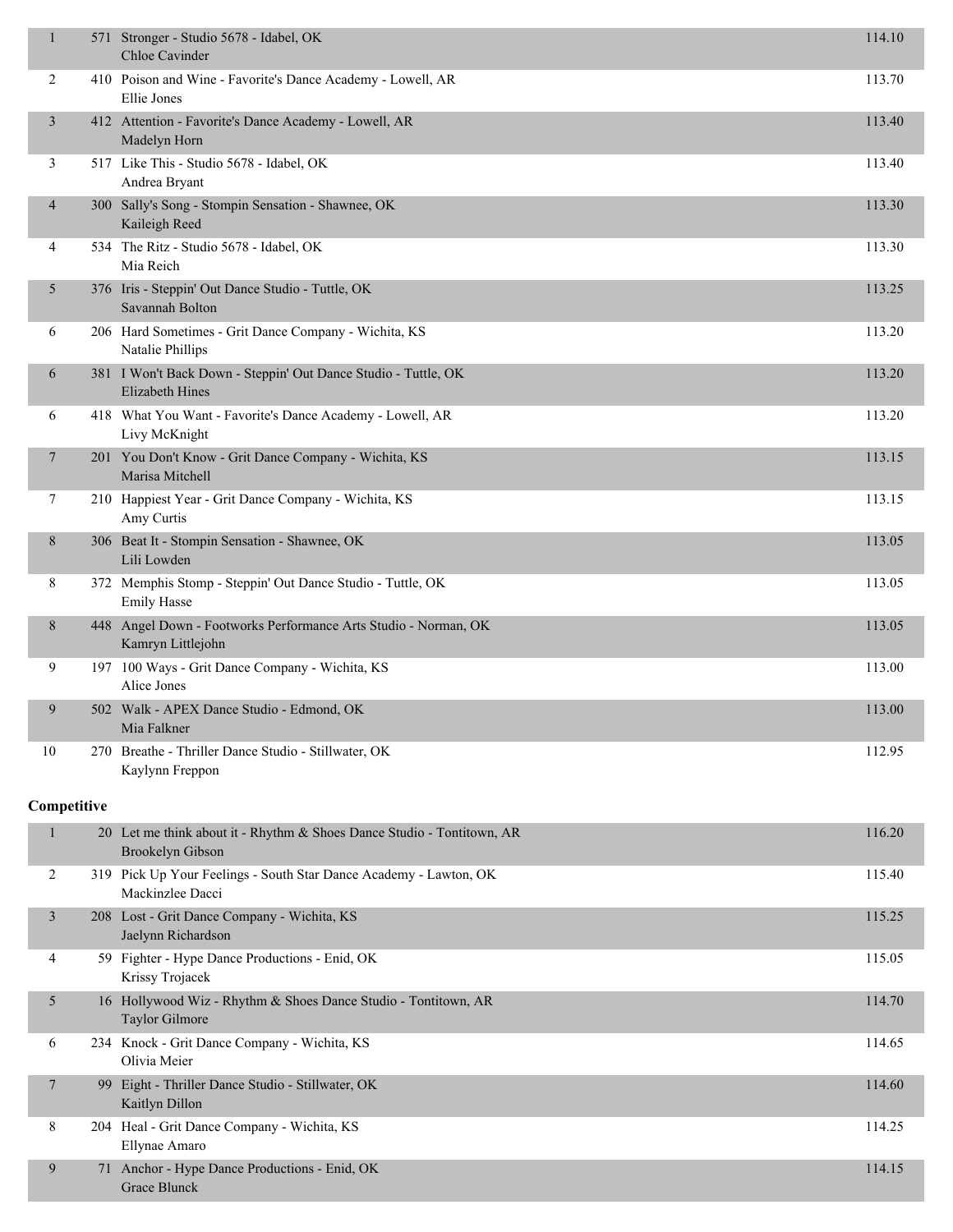| Place | # | Routine | Score |
|---|---|---|---|
| 1 | 571 | Stronger - Studio 5678 - Idabel, OK<br>Chloe Cavinder | 114.10 |
| 2 | 410 | Poison and Wine - Favorite's Dance Academy - Lowell, AR<br>Ellie Jones | 113.70 |
| 3 | 412 | Attention - Favorite's Dance Academy - Lowell, AR<br>Madelyn Horn | 113.40 |
| 3 | 517 | Like This - Studio 5678 - Idabel, OK<br>Andrea Bryant | 113.40 |
| 4 | 300 | Sally's Song - Stompin Sensation - Shawnee, OK<br>Kaileigh Reed | 113.30 |
| 4 | 534 | The Ritz - Studio 5678 - Idabel, OK<br>Mia Reich | 113.30 |
| 5 | 376 | Iris - Steppin' Out Dance Studio - Tuttle, OK<br>Savannah Bolton | 113.25 |
| 6 | 206 | Hard Sometimes - Grit Dance Company - Wichita, KS<br>Natalie Phillips | 113.20 |
| 6 | 381 | I Won't Back Down - Steppin' Out Dance Studio - Tuttle, OK<br>Elizabeth Hines | 113.20 |
| 6 | 418 | What You Want - Favorite's Dance Academy - Lowell, AR<br>Livy McKnight | 113.20 |
| 7 | 201 | You Don't Know - Grit Dance Company - Wichita, KS<br>Marisa Mitchell | 113.15 |
| 7 | 210 | Happiest Year - Grit Dance Company - Wichita, KS<br>Amy Curtis | 113.15 |
| 8 | 306 | Beat It - Stompin Sensation - Shawnee, OK<br>Lili Lowden | 113.05 |
| 8 | 372 | Memphis Stomp - Steppin' Out Dance Studio - Tuttle, OK<br>Emily Hasse | 113.05 |
| 8 | 448 | Angel Down - Footworks Performance Arts Studio - Norman, OK<br>Kamryn Littlejohn | 113.05 |
| 9 | 197 | 100 Ways - Grit Dance Company - Wichita, KS<br>Alice Jones | 113.00 |
| 9 | 502 | Walk - APEX Dance Studio - Edmond, OK<br>Mia Falkner | 113.00 |
| 10 | 270 | Breathe - Thriller Dance Studio - Stillwater, OK<br>Kaylynn Freppon | 112.95 |

**Competitive**

| Place | # | Routine | Score |
|---|---|---|---|
| 1 | 20 | Let me think about it - Rhythm & Shoes Dance Studio - Tontitown, AR<br>Brookelyn Gibson | 116.20 |
| 2 | 319 | Pick Up Your Feelings - South Star Dance Academy - Lawton, OK<br>Mackinzlee Dacci | 115.40 |
| 3 | 208 | Lost - Grit Dance Company - Wichita, KS<br>Jaelynn Richardson | 115.25 |
| 4 | 59 | Fighter - Hype Dance Productions - Enid, OK<br>Krissy Trojacek | 115.05 |
| 5 | 16 | Hollywood Wiz - Rhythm & Shoes Dance Studio - Tontitown, AR<br>Taylor Gilmore | 114.70 |
| 6 | 234 | Knock - Grit Dance Company - Wichita, KS<br>Olivia Meier | 114.65 |
| 7 | 99 | Eight - Thriller Dance Studio - Stillwater, OK<br>Kaitlyn Dillon | 114.60 |
| 8 | 204 | Heal - Grit Dance Company - Wichita, KS<br>Ellynae Amaro | 114.25 |
| 9 | 71 | Anchor - Hype Dance Productions - Enid, OK<br>Grace Blunck | 114.15 |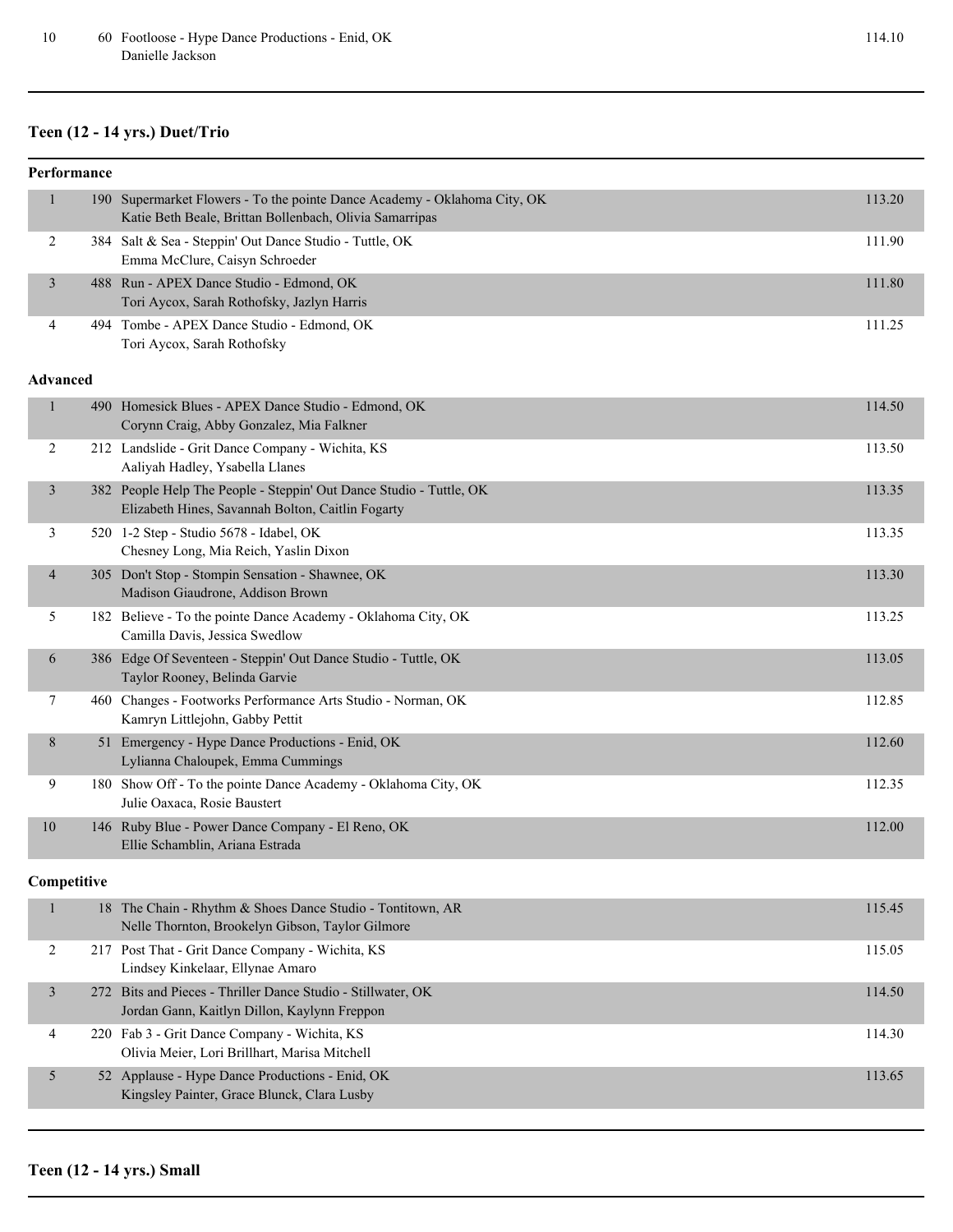| Place | No. | Entry | Score |
|---|---|---|---|
| 10 | 60 | Footloose - Hype Dance Productions - Enid, OK<br>Danielle Jackson | 114.10 |

## Teen (12 - 14 yrs.) Duet/Trio

### Performance

| Place | No. | Entry | Score |
|---|---|---|---|
| 1 | 190 | Supermarket Flowers - To the pointe Dance Academy - Oklahoma City, OK<br>Katie Beth Beale, Brittan Bollenbach, Olivia Samarripas | 113.20 |
| 2 | 384 | Salt & Sea - Steppin' Out Dance Studio - Tuttle, OK<br>Emma McClure, Caisyn Schroeder | 111.90 |
| 3 | 488 | Run - APEX Dance Studio - Edmond, OK<br>Tori Aycox, Sarah Rothofsky, Jazlyn Harris | 111.80 |
| 4 | 494 | Tombe - APEX Dance Studio - Edmond, OK<br>Tori Aycox, Sarah Rothofsky | 111.25 |

### Advanced

| Place | No. | Entry | Score |
|---|---|---|---|
| 1 | 490 | Homesick Blues - APEX Dance Studio - Edmond, OK<br>Corynn Craig, Abby Gonzalez, Mia Falkner | 114.50 |
| 2 | 212 | Landslide - Grit Dance Company - Wichita, KS<br>Aaliyah Hadley, Ysabella Llanes | 113.50 |
| 3 | 382 | People Help The People - Steppin' Out Dance Studio - Tuttle, OK<br>Elizabeth Hines, Savannah Bolton, Caitlin Fogarty | 113.35 |
| 3 | 520 | 1-2 Step - Studio 5678 - Idabel, OK<br>Chesney Long, Mia Reich, Yaslin Dixon | 113.35 |
| 4 | 305 | Don't Stop - Stompin Sensation - Shawnee, OK<br>Madison Giaudrone, Addison Brown | 113.30 |
| 5 | 182 | Believe - To the pointe Dance Academy - Oklahoma City, OK<br>Camilla Davis, Jessica Swedlow | 113.25 |
| 6 | 386 | Edge Of Seventeen - Steppin' Out Dance Studio - Tuttle, OK<br>Taylor Rooney, Belinda Garvie | 113.05 |
| 7 | 460 | Changes - Footworks Performance Arts Studio - Norman, OK<br>Kamryn Littlejohn, Gabby Pettit | 112.85 |
| 8 | 51 | Emergency - Hype Dance Productions - Enid, OK<br>Lylianna Chaloupek, Emma Cummings | 112.60 |
| 9 | 180 | Show Off - To the pointe Dance Academy - Oklahoma City, OK<br>Julie Oaxaca, Rosie Baustert | 112.35 |
| 10 | 146 | Ruby Blue - Power Dance Company - El Reno, OK<br>Ellie Schamblin, Ariana Estrada | 112.00 |

### Competitive

| Place | No. | Entry | Score |
|---|---|---|---|
| 1 | 18 | The Chain - Rhythm & Shoes Dance Studio - Tontitown, AR<br>Nelle Thornton, Brookelyn Gibson, Taylor Gilmore | 115.45 |
| 2 | 217 | Post That - Grit Dance Company - Wichita, KS<br>Lindsey Kinkelaar, Ellynae Amaro | 115.05 |
| 3 | 272 | Bits and Pieces - Thriller Dance Studio - Stillwater, OK<br>Jordan Gann, Kaitlyn Dillon, Kaylynn Freppon | 114.50 |
| 4 | 220 | Fab 3 - Grit Dance Company - Wichita, KS<br>Olivia Meier, Lori Brillhart, Marisa Mitchell | 114.30 |
| 5 | 52 | Applause - Hype Dance Productions - Enid, OK<br>Kingsley Painter, Grace Blunck, Clara Lusby | 113.65 |

## Teen (12 - 14 yrs.) Small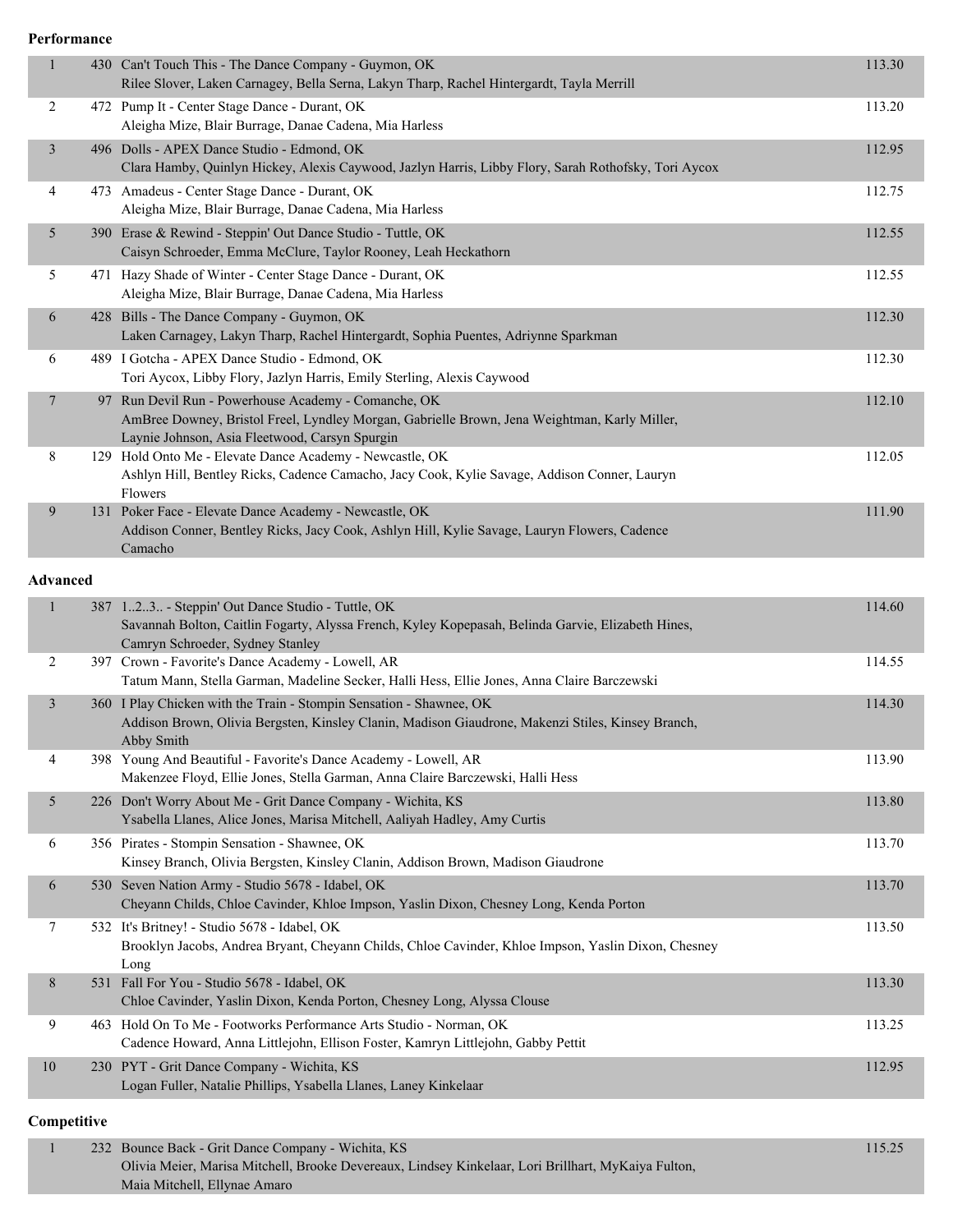**Performance**

| Place | # | Entry | Score |
|---|---|---|---|
| 1 | 430 | Can't Touch This - The Dance Company - Guymon, OK<br>Rilee Slover, Laken Carnagey, Bella Serna, Lakyn Tharp, Rachel Hintergardt, Tayla Merrill | 113.30 |
| 2 | 472 | Pump It - Center Stage Dance - Durant, OK<br>Aleigha Mize, Blair Burrage, Danae Cadena, Mia Harless | 113.20 |
| 3 | 496 | Dolls - APEX Dance Studio - Edmond, OK<br>Clara Hamby, Quinlyn Hickey, Alexis Caywood, Jazlyn Harris, Libby Flory, Sarah Rothofsky, Tori Aycox | 112.95 |
| 4 | 473 | Amadeus - Center Stage Dance - Durant, OK<br>Aleigha Mize, Blair Burrage, Danae Cadena, Mia Harless | 112.75 |
| 5 | 390 | Erase & Rewind - Steppin' Out Dance Studio - Tuttle, OK<br>Caisyn Schroeder, Emma McClure, Taylor Rooney, Leah Heckathorn | 112.55 |
| 5 | 471 | Hazy Shade of Winter - Center Stage Dance - Durant, OK<br>Aleigha Mize, Blair Burrage, Danae Cadena, Mia Harless | 112.55 |
| 6 | 428 | Bills - The Dance Company - Guymon, OK<br>Laken Carnagey, Lakyn Tharp, Rachel Hintergardt, Sophia Puentes, Adriynne Sparkman | 112.30 |
| 6 | 489 | I Gotcha - APEX Dance Studio - Edmond, OK<br>Tori Aycox, Libby Flory, Jazlyn Harris, Emily Sterling, Alexis Caywood | 112.30 |
| 7 | 97 | Run Devil Run - Powerhouse Academy - Comanche, OK<br>AmBree Downey, Bristol Freel, Lyndley Morgan, Gabrielle Brown, Jena Weightman, Karly Miller, Laynie Johnson, Asia Fleetwood, Carsyn Spurgin | 112.10 |
| 8 | 129 | Hold Onto Me - Elevate Dance Academy - Newcastle, OK<br>Ashlyn Hill, Bentley Ricks, Cadence Camacho, Jacy Cook, Kylie Savage, Addison Conner, Lauryn Flowers | 112.05 |
| 9 | 131 | Poker Face - Elevate Dance Academy - Newcastle, OK<br>Addison Conner, Bentley Ricks, Jacy Cook, Ashlyn Hill, Kylie Savage, Lauryn Flowers, Cadence Camacho | 111.90 |

**Advanced**

| Place | # | Entry | Score |
|---|---|---|---|
| 1 | 387 | 1..2..3.. - Steppin' Out Dance Studio - Tuttle, OK<br>Savannah Bolton, Caitlin Fogarty, Alyssa French, Kyley Kopepasah, Belinda Garvie, Elizabeth Hines, Camryn Schroeder, Sydney Stanley | 114.60 |
| 2 | 397 | Crown - Favorite's Dance Academy - Lowell, AR<br>Tatum Mann, Stella Garman, Madeline Secker, Halli Hess, Ellie Jones, Anna Claire Barczewski | 114.55 |
| 3 | 360 | I Play Chicken with the Train - Stompin Sensation - Shawnee, OK<br>Addison Brown, Olivia Bergsten, Kinsley Clanin, Madison Giaudrone, Makenzi Stiles, Kinsey Branch, Abby Smith | 114.30 |
| 4 | 398 | Young And Beautiful - Favorite's Dance Academy - Lowell, AR<br>Makenzee Floyd, Ellie Jones, Stella Garman, Anna Claire Barczewski, Halli Hess | 113.90 |
| 5 | 226 | Don't Worry About Me - Grit Dance Company - Wichita, KS<br>Ysabella Llanes, Alice Jones, Marisa Mitchell, Aaliyah Hadley, Amy Curtis | 113.80 |
| 6 | 356 | Pirates - Stompin Sensation - Shawnee, OK<br>Kinsey Branch, Olivia Bergsten, Kinsley Clanin, Addison Brown, Madison Giaudrone | 113.70 |
| 6 | 530 | Seven Nation Army - Studio 5678 - Idabel, OK<br>Cheyann Childs, Chloe Cavinder, Khloe Impson, Yaslin Dixon, Chesney Long, Kenda Porton | 113.70 |
| 7 | 532 | It's Britney! - Studio 5678 - Idabel, OK<br>Brooklyn Jacobs, Andrea Bryant, Cheyann Childs, Chloe Cavinder, Khloe Impson, Yaslin Dixon, Chesney Long | 113.50 |
| 8 | 531 | Fall For You - Studio 5678 - Idabel, OK<br>Chloe Cavinder, Yaslin Dixon, Kenda Porton, Chesney Long, Alyssa Clouse | 113.30 |
| 9 | 463 | Hold On To Me - Footworks Performance Arts Studio - Norman, OK<br>Cadence Howard, Anna Littlejohn, Ellison Foster, Kamryn Littlejohn, Gabby Pettit | 113.25 |
| 10 | 230 | PYT - Grit Dance Company - Wichita, KS<br>Logan Fuller, Natalie Phillips, Ysabella Llanes, Laney Kinkelaar | 112.95 |

**Competitive**

| Place | # | Entry | Score |
|---|---|---|---|
| 1 | 232 | Bounce Back - Grit Dance Company - Wichita, KS<br>Olivia Meier, Marisa Mitchell, Brooke Devereaux, Lindsey Kinkelaar, Lori Brillhart, MyKaiya Fulton, Maia Mitchell, Ellynae Amaro | 115.25 |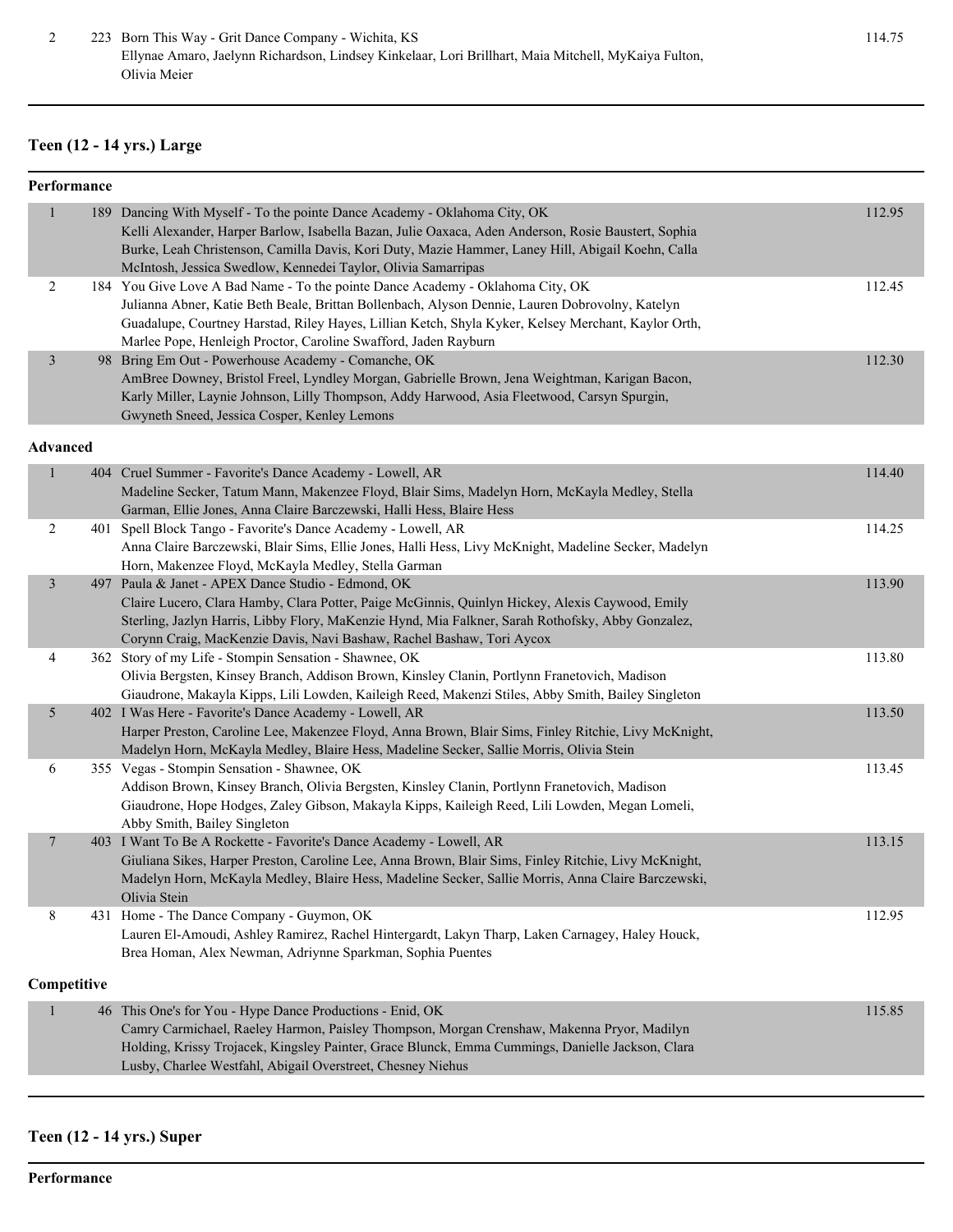| | | | |
|---|---|---|---|
| 2 | 223 | Born This Way - Grit Dance Company - Wichita, KS<br>Ellynae Amaro, Jaelynn Richardson, Lindsey Kinkelaar, Lori Brillhart, Maia Mitchell, MyKaiya Fulton, Olivia Meier | 114.75 |

## Teen (12 - 14 yrs.) Large

### Performance

| | | | |
|---|---|---|---|
| 1 | 189 | Dancing With Myself - To the pointe Dance Academy - Oklahoma City, OK<br>Kelli Alexander, Harper Barlow, Isabella Bazan, Julie Oaxaca, Aden Anderson, Rosie Baustert, Sophia Burke, Leah Christenson, Camilla Davis, Kori Duty, Mazie Hammer, Laney Hill, Abigail Koehn, Calla McIntosh, Jessica Swedlow, Kennedei Taylor, Olivia Samarripas | 112.95 |
| 2 | 184 | You Give Love A Bad Name - To the pointe Dance Academy - Oklahoma City, OK<br>Julianna Abner, Katie Beth Beale, Brittan Bollenbach, Alyson Dennie, Lauren Dobrovolny, Katelyn Guadalupe, Courtney Harstad, Riley Hayes, Lillian Ketch, Shyla Kyker, Kelsey Merchant, Kaylor Orth, Marlee Pope, Henleigh Proctor, Caroline Swafford, Jaden Rayburn | 112.45 |
| 3 | 98 | Bring Em Out - Powerhouse Academy - Comanche, OK<br>AmBree Downey, Bristol Freel, Lyndley Morgan, Gabrielle Brown, Jena Weightman, Karigan Bacon, Karly Miller, Laynie Johnson, Lilly Thompson, Addy Harwood, Asia Fleetwood, Carsyn Spurgin, Gwyneth Sneed, Jessica Cosper, Kenley Lemons | 112.30 |

### Advanced

| | | | |
|---|---|---|---|
| 1 | 404 | Cruel Summer - Favorite's Dance Academy - Lowell, AR<br>Madeline Secker, Tatum Mann, Makenzee Floyd, Blair Sims, Madelyn Horn, McKayla Medley, Stella Garman, Ellie Jones, Anna Claire Barczewski, Halli Hess, Blaire Hess | 114.40 |
| 2 | 401 | Spell Block Tango - Favorite's Dance Academy - Lowell, AR<br>Anna Claire Barczewski, Blair Sims, Ellie Jones, Halli Hess, Livy McKnight, Madeline Secker, Madelyn Horn, Makenzee Floyd, McKayla Medley, Stella Garman | 114.25 |
| 3 | 497 | Paula & Janet - APEX Dance Studio - Edmond, OK<br>Claire Lucero, Clara Hamby, Clara Potter, Paige McGinnis, Quinlyn Hickey, Alexis Caywood, Emily Sterling, Jazlyn Harris, Libby Flory, MaKenzie Hynd, Mia Falkner, Sarah Rothofsky, Abby Gonzalez, Corynn Craig, MacKenzie Davis, Navi Bashaw, Rachel Bashaw, Tori Aycox | 113.90 |
| 4 | 362 | Story of my Life - Stompin Sensation - Shawnee, OK<br>Olivia Bergsten, Kinsey Branch, Addison Brown, Kinsley Clanin, Portlynn Franetovich, Madison Giaudrone, Makayla Kipps, Lili Lowden, Kaileigh Reed, Makenzi Stiles, Abby Smith, Bailey Singleton | 113.80 |
| 5 | 402 | I Was Here - Favorite's Dance Academy - Lowell, AR<br>Harper Preston, Caroline Lee, Makenzee Floyd, Anna Brown, Blair Sims, Finley Ritchie, Livy McKnight, Madelyn Horn, McKayla Medley, Blaire Hess, Madeline Secker, Sallie Morris, Olivia Stein | 113.50 |
| 6 | 355 | Vegas - Stompin Sensation - Shawnee, OK<br>Addison Brown, Kinsey Branch, Olivia Bergsten, Kinsley Clanin, Portlynn Franetovich, Madison Giaudrone, Hope Hodges, Zaley Gibson, Makayla Kipps, Kaileigh Reed, Lili Lowden, Megan Lomeli, Abby Smith, Bailey Singleton | 113.45 |
| 7 | 403 | I Want To Be A Rockette - Favorite's Dance Academy - Lowell, AR<br>Giuliana Sikes, Harper Preston, Caroline Lee, Anna Brown, Blair Sims, Finley Ritchie, Livy McKnight, Madelyn Horn, McKayla Medley, Blaire Hess, Madeline Secker, Sallie Morris, Anna Claire Barczewski, Olivia Stein | 113.15 |
| 8 | 431 | Home - The Dance Company - Guymon, OK<br>Lauren El-Amoudi, Ashley Ramirez, Rachel Hintergardt, Lakyn Tharp, Laken Carnagey, Haley Houck, Brea Homan, Alex Newman, Adriynne Sparkman, Sophia Puentes | 112.95 |

### Competitive

| | | | |
|---|---|---|---|
| 1 | 46 | This One's for You - Hype Dance Productions - Enid, OK<br>Camry Carmichael, Raeley Harmon, Paisley Thompson, Morgan Crenshaw, Makenna Pryor, Madilyn Holding, Krissy Trojacek, Kingsley Painter, Grace Blunck, Emma Cummings, Danielle Jackson, Clara Lusby, Charlee Westfahl, Abigail Overstreet, Chesney Niehus | 115.85 |

## Teen (12 - 14 yrs.) Super

### Performance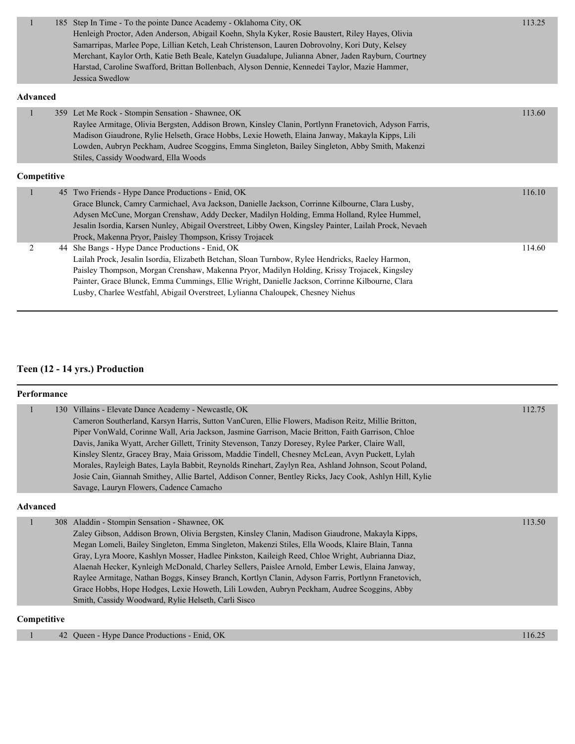| | | | |
|---|---|---|---|
| 1 | 185 | Step In Time - To the pointe Dance Academy - Oklahoma City, OK<br>Henleigh Proctor, Aden Anderson, Abigail Koehn, Shyla Kyker, Rosie Baustert, Riley Hayes, Olivia Samarripas, Marlee Pope, Lillian Ketch, Leah Christenson, Lauren Dobrovolny, Kori Duty, Kelsey Merchant, Kaylor Orth, Katie Beth Beale, Katelyn Guadalupe, Julianna Abner, Jaden Rayburn, Courtney Harstad, Caroline Swafford, Brittan Bollenbach, Alyson Dennie, Kennedei Taylor, Mazie Hammer, Jessica Swedlow | 113.25 |

**Advanced**

| | | | |
|---|---|---|---|
| 1 | 359 | Let Me Rock - Stompin Sensation - Shawnee, OK<br>Raylee Armitage, Olivia Bergsten, Addison Brown, Kinsley Clanin, Portlynn Franetovich, Adyson Farris, Madison Giaudrone, Rylie Helseth, Grace Hobbs, Lexie Howeth, Elaina Janway, Makayla Kipps, Lili Lowden, Aubryn Peckham, Audree Scoggins, Emma Singleton, Bailey Singleton, Abby Smith, Makenzi Stiles, Cassidy Woodward, Ella Woods | 113.60 |

**Competitive**

| | | | |
|---|---|---|---|
| 1 | 45 | Two Friends - Hype Dance Productions - Enid, OK<br>Grace Blunck, Camry Carmichael, Ava Jackson, Danielle Jackson, Corrinne Kilbourne, Clara Lusby, Adysen McCune, Morgan Crenshaw, Addy Decker, Madilyn Holding, Emma Holland, Rylee Hummel, Jesalin Isordia, Karsen Nunley, Abigail Overstreet, Libby Owen, Kingsley Painter, Lailah Prock, Nevaeh Prock, Makenna Pryor, Paisley Thompson, Krissy Trojacek | 116.10 |
| 2 | 44 | She Bangs - Hype Dance Productions - Enid, OK<br>Lailah Prock, Jesalin Isordia, Elizabeth Betchan, Sloan Turnbow, Rylee Hendricks, Raeley Harmon, Paisley Thompson, Morgan Crenshaw, Makenna Pryor, Madilyn Holding, Krissy Trojacek, Kingsley Painter, Grace Blunck, Emma Cummings, Ellie Wright, Danielle Jackson, Corrinne Kilbourne, Clara Lusby, Charlee Westfahl, Abigail Overstreet, Lylianna Chaloupek, Chesney Niehus | 114.60 |

## Teen (12 - 14 yrs.) Production

**Performance**

| | | | |
|---|---|---|---|
| 1 | 130 | Villains - Elevate Dance Academy - Newcastle, OK<br>Cameron Southerland, Karsyn Harris, Sutton VanCuren, Ellie Flowers, Madison Reitz, Millie Britton, Piper VonWald, Corinne Wall, Aria Jackson, Jasmine Garrison, Macie Britton, Faith Garrison, Chloe Davis, Janika Wyatt, Archer Gillett, Trinity Stevenson, Tanzy Doresey, Rylee Parker, Claire Wall, Kinsley Slentz, Gracey Bray, Maia Grissom, Maddie Tindell, Chesney McLean, Avyn Puckett, Lylah Morales, Rayleigh Bates, Layla Babbit, Reynolds Rinehart, Zaylyn Rea, Ashland Johnson, Scout Poland, Josie Cain, Giannah Smithey, Allie Bartel, Addison Conner, Bentley Ricks, Jacy Cook, Ashlyn Hill, Kylie Savage, Lauryn Flowers, Cadence Camacho | 112.75 |

**Advanced**

| | | | |
|---|---|---|---|
| 1 | 308 | Aladdin - Stompin Sensation - Shawnee, OK<br>Zaley Gibson, Addison Brown, Olivia Bergsten, Kinsley Clanin, Madison Giaudrone, Makayla Kipps, Megan Lomeli, Bailey Singleton, Emma Singleton, Makenzi Stiles, Ella Woods, Klaire Blain, Tanna Gray, Lyra Moore, Kashlyn Mosser, Hadlee Pinkston, Kaileigh Reed, Chloe Wright, Aubrianna Diaz, Alaenah Hecker, Kynleigh McDonald, Charley Sellers, Paislee Arnold, Ember Lewis, Elaina Janway, Raylee Armitage, Nathan Boggs, Kinsey Branch, Kortlyn Clanin, Adyson Farris, Portlynn Franetovich, Grace Hobbs, Hope Hodges, Lexie Howeth, Lili Lowden, Aubryn Peckham, Audree Scoggins, Abby Smith, Cassidy Woodward, Rylie Helseth, Carli Sisco | 113.50 |

**Competitive**

| | | | |
|---|---|---|---|
| 1 | 42 | Queen - Hype Dance Productions - Enid, OK | 116.25 |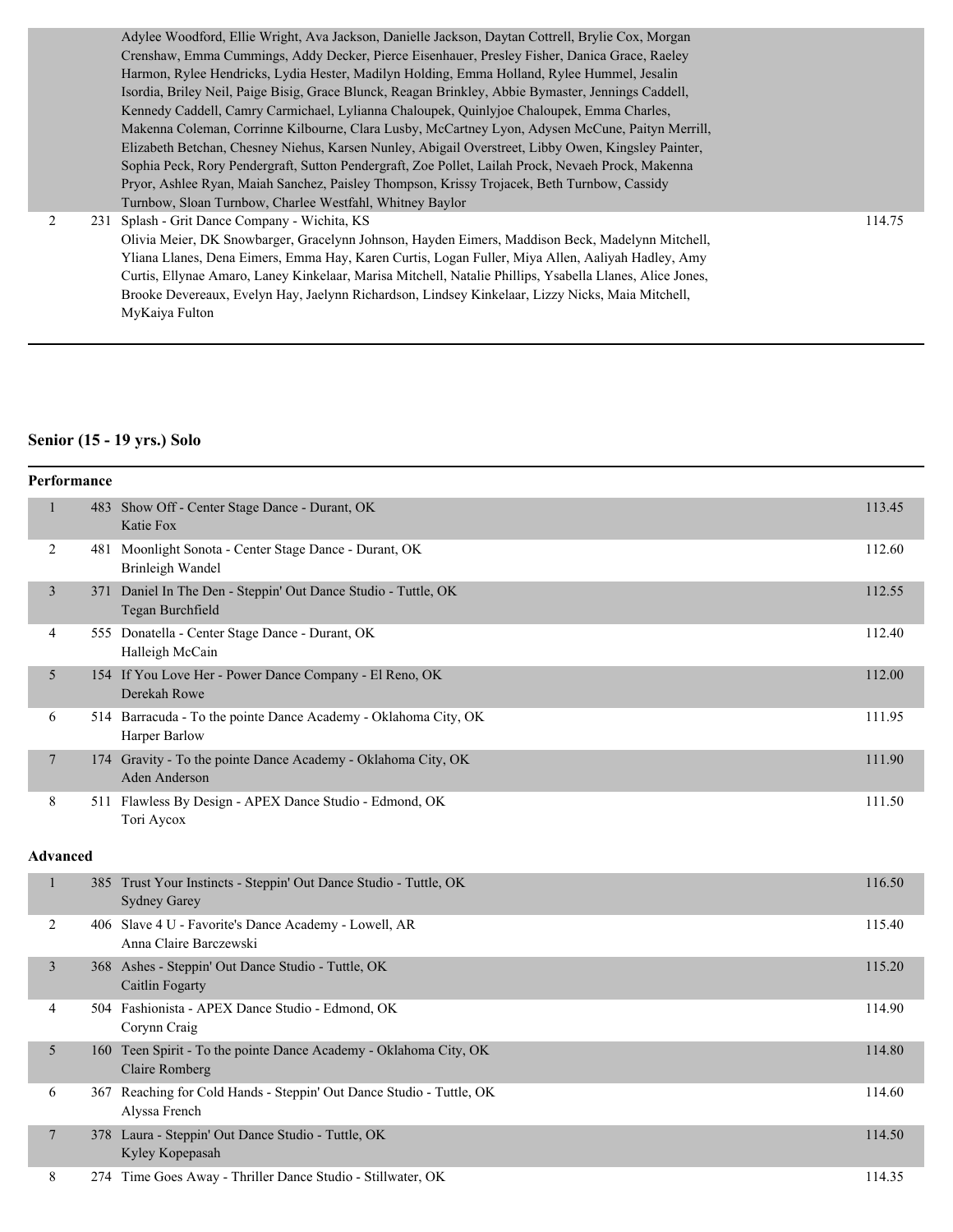| | | | |
|---|---|---|---|
| | | Adylee Woodford, Ellie Wright, Ava Jackson, Danielle Jackson, Daytan Cottrell, Brylie Cox, Morgan Crenshaw, Emma Cummings, Addy Decker, Pierce Eisenhauer, Presley Fisher, Danica Grace, Raeley Harmon, Rylee Hendricks, Lydia Hester, Madilyn Holding, Emma Holland, Rylee Hummel, Jesalin Isordia, Briley Neil, Paige Bisig, Grace Blunck, Reagan Brinkley, Abbie Bymaster, Jennings Caddell, Kennedy Caddell, Camry Carmichael, Lylianna Chaloupek, Quinlyjoe Chaloupek, Emma Charles, Makenna Coleman, Corrinne Kilbourne, Clara Lusby, McCartney Lyon, Adysen McCune, Paityn Merrill, Elizabeth Betchan, Chesney Niehus, Karsen Nunley, Abigail Overstreet, Libby Owen, Kingsley Painter, Sophia Peck, Rory Pendergraft, Sutton Pendergraft, Zoe Pollet, Lailah Prock, Nevaeh Prock, Makenna Pryor, Ashlee Ryan, Maiah Sanchez, Paisley Thompson, Krissy Trojacek, Beth Turnbow, Cassidy Turnbow, Sloan Turnbow, Charlee Westfahl, Whitney Baylor | |
| 2 | 231 | Splash - Grit Dance Company - Wichita, KS<br>Olivia Meier, DK Snowbarger, Gracelynn Johnson, Hayden Eimers, Maddison Beck, Madelynn Mitchell, Yliana Llanes, Dena Eimers, Emma Hay, Karen Curtis, Logan Fuller, Miya Allen, Aaliyah Hadley, Amy Curtis, Ellynae Amaro, Laney Kinkelaar, Marisa Mitchell, Natalie Phillips, Ysabella Llanes, Alice Jones, Brooke Devereaux, Evelyn Hay, Jaelynn Richardson, Lindsey Kinkelaar, Lizzy Nicks, Maia Mitchell, MyKaiya Fulton | 114.75 |

## Senior (15 - 19 yrs.) Solo

### Performance

| | | | |
|---|---|---|---|
| 1 | 483 | Show Off - Center Stage Dance - Durant, OK<br>Katie Fox | 113.45 |
| 2 | 481 | Moonlight Sonota - Center Stage Dance - Durant, OK<br>Brinleigh Wandel | 112.60 |
| 3 | 371 | Daniel In The Den - Steppin' Out Dance Studio - Tuttle, OK<br>Tegan Burchfield | 112.55 |
| 4 | 555 | Donatella - Center Stage Dance - Durant, OK<br>Halleigh McCain | 112.40 |
| 5 | 154 | If You Love Her - Power Dance Company - El Reno, OK<br>Derekah Rowe | 112.00 |
| 6 | 514 | Barracuda - To the pointe Dance Academy - Oklahoma City, OK<br>Harper Barlow | 111.95 |
| 7 | 174 | Gravity - To the pointe Dance Academy - Oklahoma City, OK<br>Aden Anderson | 111.90 |
| 8 | 511 | Flawless By Design - APEX Dance Studio - Edmond, OK<br>Tori Aycox | 111.50 |

### Advanced

| | | | |
|---|---|---|---|
| 1 | 385 | Trust Your Instincts - Steppin' Out Dance Studio - Tuttle, OK<br>Sydney Garey | 116.50 |
| 2 | 406 | Slave 4 U - Favorite's Dance Academy - Lowell, AR<br>Anna Claire Barczewski | 115.40 |
| 3 | 368 | Ashes - Steppin' Out Dance Studio - Tuttle, OK<br>Caitlin Fogarty | 115.20 |
| 4 | 504 | Fashionista - APEX Dance Studio - Edmond, OK<br>Corynn Craig | 114.90 |
| 5 | 160 | Teen Spirit - To the pointe Dance Academy - Oklahoma City, OK<br>Claire Romberg | 114.80 |
| 6 | 367 | Reaching for Cold Hands - Steppin' Out Dance Studio - Tuttle, OK<br>Alyssa French | 114.60 |
| 7 | 378 | Laura - Steppin' Out Dance Studio - Tuttle, OK<br>Kyley Kopepasah | 114.50 |
| 8 | 274 | Time Goes Away - Thriller Dance Studio - Stillwater, OK | 114.35 |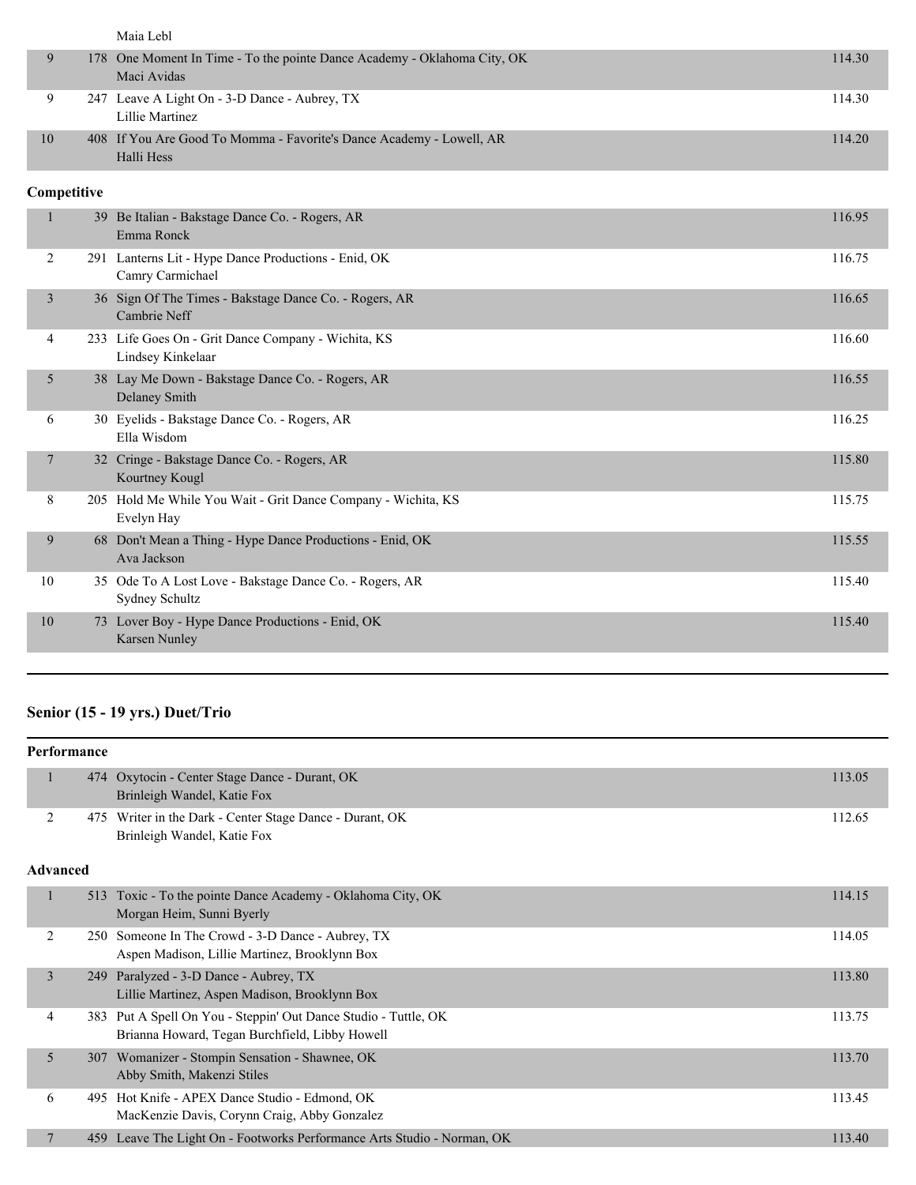| | | | |
|---|---|---|---|
| | | Maia Lebl | |
| 9 | 178 | One Moment In Time - To the pointe Dance Academy - Oklahoma City, OK<br>Maci Avidas | 114.30 |
| 9 | 247 | Leave A Light On - 3-D Dance - Aubrey, TX<br>Lillie Martinez | 114.30 |
| 10 | 408 | If You Are Good To Momma - Favorite's Dance Academy - Lowell, AR<br>Halli Hess | 114.20 |

**Competitive**

| | | | |
|---|---|---|---|
| 1 | 39 | Be Italian - Bakstage Dance Co. - Rogers, AR<br>Emma Ronck | 116.95 |
| 2 | 291 | Lanterns Lit - Hype Dance Productions - Enid, OK<br>Camry Carmichael | 116.75 |
| 3 | 36 | Sign Of The Times - Bakstage Dance Co. - Rogers, AR<br>Cambrie Neff | 116.65 |
| 4 | 233 | Life Goes On - Grit Dance Company - Wichita, KS<br>Lindsey Kinkelaar | 116.60 |
| 5 | 38 | Lay Me Down - Bakstage Dance Co. - Rogers, AR<br>Delaney Smith | 116.55 |
| 6 | 30 | Eyelids - Bakstage Dance Co. - Rogers, AR<br>Ella Wisdom | 116.25 |
| 7 | 32 | Cringe - Bakstage Dance Co. - Rogers, AR<br>Kourtney Kougl | 115.80 |
| 8 | 205 | Hold Me While You Wait - Grit Dance Company - Wichita, KS<br>Evelyn Hay | 115.75 |
| 9 | 68 | Don't Mean a Thing - Hype Dance Productions - Enid, OK<br>Ava Jackson | 115.55 |
| 10 | 35 | Ode To A Lost Love - Bakstage Dance Co. - Rogers, AR<br>Sydney Schultz | 115.40 |
| 10 | 73 | Lover Boy - Hype Dance Productions - Enid, OK<br>Karsen Nunley | 115.40 |

## Senior (15 - 19 yrs.) Duet/Trio

**Performance**

| | | | |
|---|---|---|---|
| 1 | 474 | Oxytocin - Center Stage Dance - Durant, OK<br>Brinleigh Wandel, Katie Fox | 113.05 |
| 2 | 475 | Writer in the Dark - Center Stage Dance - Durant, OK<br>Brinleigh Wandel, Katie Fox | 112.65 |

**Advanced**

| | | | |
|---|---|---|---|
| 1 | 513 | Toxic - To the pointe Dance Academy - Oklahoma City, OK<br>Morgan Heim, Sunni Byerly | 114.15 |
| 2 | 250 | Someone In The Crowd - 3-D Dance - Aubrey, TX<br>Aspen Madison, Lillie Martinez, Brooklynn Box | 114.05 |
| 3 | 249 | Paralyzed - 3-D Dance - Aubrey, TX<br>Lillie Martinez, Aspen Madison, Brooklynn Box | 113.80 |
| 4 | 383 | Put A Spell On You - Steppin' Out Dance Studio - Tuttle, OK<br>Brianna Howard, Tegan Burchfield, Libby Howell | 113.75 |
| 5 | 307 | Womanizer - Stompin Sensation - Shawnee, OK<br>Abby Smith, Makenzi Stiles | 113.70 |
| 6 | 495 | Hot Knife - APEX Dance Studio - Edmond, OK<br>MacKenzie Davis, Corynn Craig, Abby Gonzalez | 113.45 |
| 7 | 459 | Leave The Light On - Footworks Performance Arts Studio - Norman, OK | 113.40 |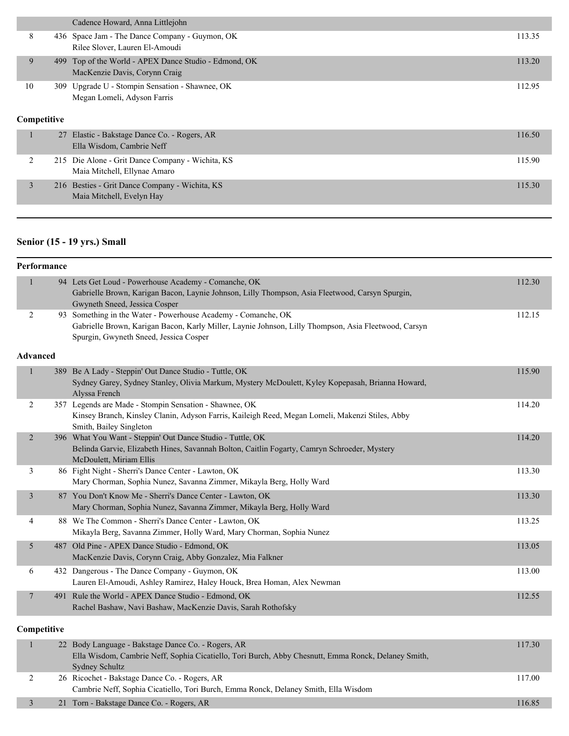| Place | No. | Routine | Score |
|---|---|---|---|
| | | Cadence Howard, Anna Littlejohn | |
| 8 | 436 | Space Jam - The Dance Company - Guymon, OK<br>Rilee Slover, Lauren El-Amoudi | 113.35 |
| 9 | 499 | Top of the World - APEX Dance Studio - Edmond, OK<br>MacKenzie Davis, Corynn Craig | 113.20 |
| 10 | 309 | Upgrade U - Stompin Sensation - Shawnee, OK<br>Megan Lomeli, Adyson Farris | 112.95 |

**Competitive**

| Place | No. | Routine | Score |
|---|---|---|---|
| 1 | 27 | Elastic - Bakstage Dance Co. - Rogers, AR<br>Ella Wisdom, Cambrie Neff | 116.50 |
| 2 | 215 | Die Alone - Grit Dance Company - Wichita, KS<br>Maia Mitchell, Ellynae Amaro | 115.90 |
| 3 | 216 | Besties - Grit Dance Company - Wichita, KS<br>Maia Mitchell, Evelyn Hay | 115.30 |

## Senior (15 - 19 yrs.) Small

**Performance**

| Place | No. | Routine | Score |
|---|---|---|---|
| 1 | 94 | Lets Get Loud - Powerhouse Academy - Comanche, OK<br>Gabrielle Brown, Karigan Bacon, Laynie Johnson, Lilly Thompson, Asia Fleetwood, Carsyn Spurgin, Gwyneth Sneed, Jessica Cosper | 112.30 |
| 2 | 93 | Something in the Water - Powerhouse Academy - Comanche, OK<br>Gabrielle Brown, Karigan Bacon, Karly Miller, Laynie Johnson, Lilly Thompson, Asia Fleetwood, Carsyn Spurgin, Gwyneth Sneed, Jessica Cosper | 112.15 |

**Advanced**

| Place | No. | Routine | Score |
|---|---|---|---|
| 1 | 389 | Be A Lady - Steppin' Out Dance Studio - Tuttle, OK<br>Sydney Garey, Sydney Stanley, Olivia Markum, Mystery McDoulett, Kyley Kopepasah, Brianna Howard, Alyssa French | 115.90 |
| 2 | 357 | Legends are Made - Stompin Sensation - Shawnee, OK<br>Kinsey Branch, Kinsley Clanin, Adyson Farris, Kaileigh Reed, Megan Lomeli, Makenzi Stiles, Abby Smith, Bailey Singleton | 114.20 |
| 2 | 396 | What You Want - Steppin' Out Dance Studio - Tuttle, OK<br>Belinda Garvie, Elizabeth Hines, Savannah Bolton, Caitlin Fogarty, Camryn Schroeder, Mystery McDoulett, Miriam Ellis | 114.20 |
| 3 | 86 | Fight Night - Sherri's Dance Center - Lawton, OK<br>Mary Chorman, Sophia Nunez, Savanna Zimmer, Mikayla Berg, Holly Ward | 113.30 |
| 3 | 87 | You Don't Know Me - Sherri's Dance Center - Lawton, OK<br>Mary Chorman, Sophia Nunez, Savanna Zimmer, Mikayla Berg, Holly Ward | 113.30 |
| 4 | 88 | We The Common - Sherri's Dance Center - Lawton, OK<br>Mikayla Berg, Savanna Zimmer, Holly Ward, Mary Chorman, Sophia Nunez | 113.25 |
| 5 | 487 | Old Pine - APEX Dance Studio - Edmond, OK<br>MacKenzie Davis, Corynn Craig, Abby Gonzalez, Mia Falkner | 113.05 |
| 6 | 432 | Dangerous - The Dance Company - Guymon, OK<br>Lauren El-Amoudi, Ashley Ramirez, Haley Houck, Brea Homan, Alex Newman | 113.00 |
| 7 | 491 | Rule the World - APEX Dance Studio - Edmond, OK<br>Rachel Bashaw, Navi Bashaw, MacKenzie Davis, Sarah Rothofsky | 112.55 |

**Competitive**

| Place | No. | Routine | Score |
|---|---|---|---|
| 1 | 22 | Body Language - Bakstage Dance Co. - Rogers, AR<br>Ella Wisdom, Cambrie Neff, Sophia Cicatiello, Tori Burch, Abby Chesnutt, Emma Ronck, Delaney Smith, Sydney Schultz | 117.30 |
| 2 | 26 | Ricochet - Bakstage Dance Co. - Rogers, AR<br>Cambrie Neff, Sophia Cicatiello, Tori Burch, Emma Ronck, Delaney Smith, Ella Wisdom | 117.00 |
| 3 | 21 | Torn - Bakstage Dance Co. - Rogers, AR | 116.85 |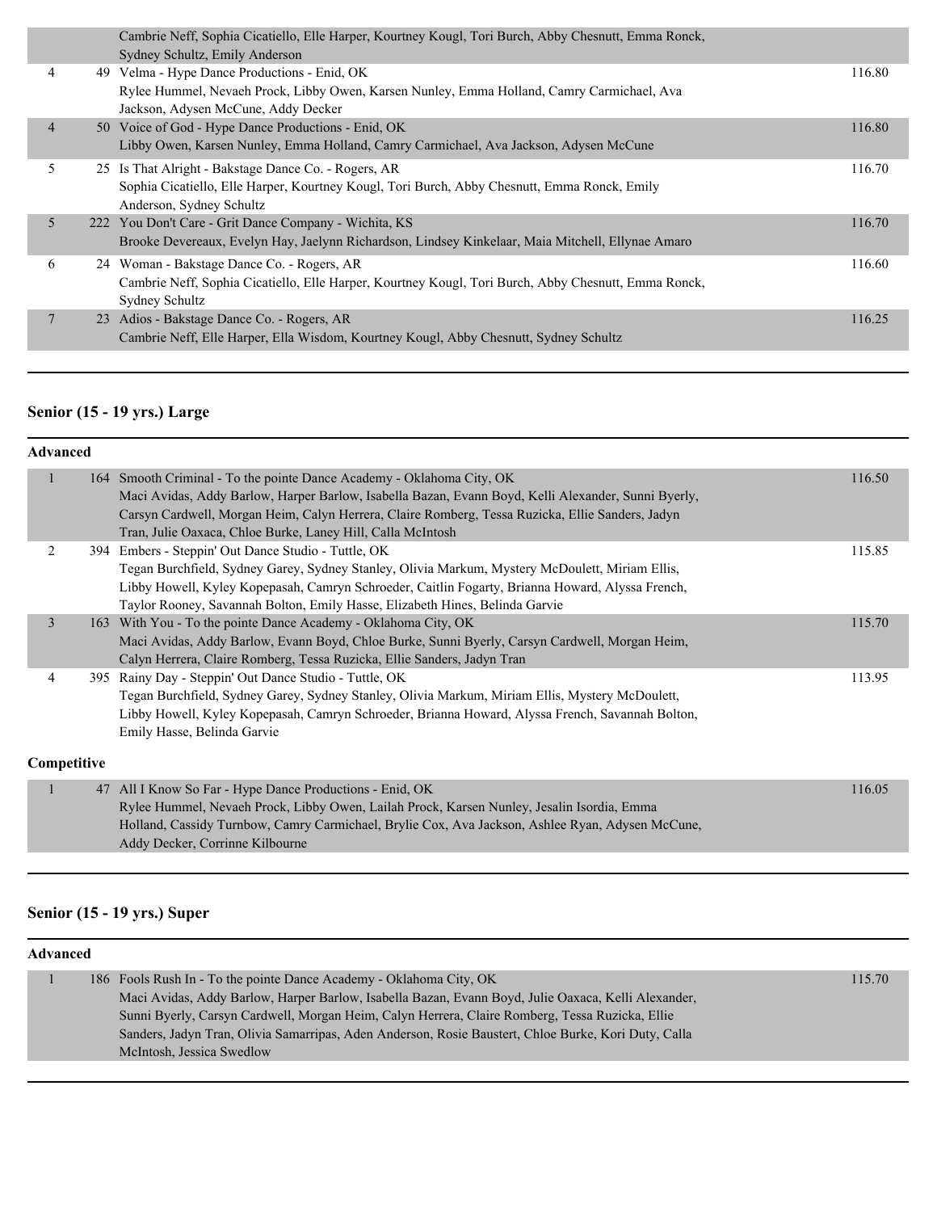| | | | |
|---|---|---|---|
| | | Cambrie Neff, Sophia Cicatiello, Elle Harper, Kourtney Kougl, Tori Burch, Abby Chesnutt, Emma Ronck, Sydney Schultz, Emily Anderson | |
| 4 | 49 | Velma - Hype Dance Productions - Enid, OK<br>Rylee Hummel, Nevaeh Prock, Libby Owen, Karsen Nunley, Emma Holland, Camry Carmichael, Ava Jackson, Adysen McCune, Addy Decker | 116.80 |
| 4 | 50 | Voice of God - Hype Dance Productions - Enid, OK<br>Libby Owen, Karsen Nunley, Emma Holland, Camry Carmichael, Ava Jackson, Adysen McCune | 116.80 |
| 5 | 25 | Is That Alright - Bakstage Dance Co. - Rogers, AR<br>Sophia Cicatiello, Elle Harper, Kourtney Kougl, Tori Burch, Abby Chesnutt, Emma Ronck, Emily Anderson, Sydney Schultz | 116.70 |
| 5 | 222 | You Don't Care - Grit Dance Company - Wichita, KS<br>Brooke Devereaux, Evelyn Hay, Jaelynn Richardson, Lindsey Kinkelaar, Maia Mitchell, Ellynae Amaro | 116.70 |
| 6 | 24 | Woman - Bakstage Dance Co. - Rogers, AR<br>Cambrie Neff, Sophia Cicatiello, Elle Harper, Kourtney Kougl, Tori Burch, Abby Chesnutt, Emma Ronck, Sydney Schultz | 116.60 |
| 7 | 23 | Adios - Bakstage Dance Co. - Rogers, AR<br>Cambrie Neff, Elle Harper, Ella Wisdom, Kourtney Kougl, Abby Chesnutt, Sydney Schultz | 116.25 |

## Senior (15 - 19 yrs.) Large

### Advanced

| | | | |
|---|---|---|---|
| 1 | 164 | Smooth Criminal - To the pointe Dance Academy - Oklahoma City, OK<br>Maci Avidas, Addy Barlow, Harper Barlow, Isabella Bazan, Evann Boyd, Kelli Alexander, Sunni Byerly, Carsyn Cardwell, Morgan Heim, Calyn Herrera, Claire Romberg, Tessa Ruzicka, Ellie Sanders, Jadyn Tran, Julie Oaxaca, Chloe Burke, Laney Hill, Calla McIntosh | 116.50 |
| 2 | 394 | Embers - Steppin' Out Dance Studio - Tuttle, OK<br>Tegan Burchfield, Sydney Garey, Sydney Stanley, Olivia Markum, Mystery McDoulett, Miriam Ellis, Libby Howell, Kyley Kopepasah, Camryn Schroeder, Caitlin Fogarty, Brianna Howard, Alyssa French, Taylor Rooney, Savannah Bolton, Emily Hasse, Elizabeth Hines, Belinda Garvie | 115.85 |
| 3 | 163 | With You - To the pointe Dance Academy - Oklahoma City, OK<br>Maci Avidas, Addy Barlow, Evann Boyd, Chloe Burke, Sunni Byerly, Carsyn Cardwell, Morgan Heim, Calyn Herrera, Claire Romberg, Tessa Ruzicka, Ellie Sanders, Jadyn Tran | 115.70 |
| 4 | 395 | Rainy Day - Steppin' Out Dance Studio - Tuttle, OK<br>Tegan Burchfield, Sydney Garey, Sydney Stanley, Olivia Markum, Miriam Ellis, Mystery McDoulett, Libby Howell, Kyley Kopepasah, Camryn Schroeder, Brianna Howard, Alyssa French, Savannah Bolton, Emily Hasse, Belinda Garvie | 113.95 |

### Competitive

| | | | |
|---|---|---|---|
| 1 | 47 | All I Know So Far - Hype Dance Productions - Enid, OK<br>Rylee Hummel, Nevaeh Prock, Libby Owen, Lailah Prock, Karsen Nunley, Jesalin Isordia, Emma Holland, Cassidy Turnbow, Camry Carmichael, Brylie Cox, Ava Jackson, Ashlee Ryan, Adysen McCune, Addy Decker, Corrinne Kilbourne | 116.05 |

## Senior (15 - 19 yrs.) Super

### Advanced

| | | | |
|---|---|---|---|
| 1 | 186 | Fools Rush In - To the pointe Dance Academy - Oklahoma City, OK<br>Maci Avidas, Addy Barlow, Harper Barlow, Isabella Bazan, Evann Boyd, Julie Oaxaca, Kelli Alexander, Sunni Byerly, Carsyn Cardwell, Morgan Heim, Calyn Herrera, Claire Romberg, Tessa Ruzicka, Ellie Sanders, Jadyn Tran, Olivia Samarripas, Aden Anderson, Rosie Baustert, Chloe Burke, Kori Duty, Calla McIntosh, Jessica Swedlow | 115.70 |